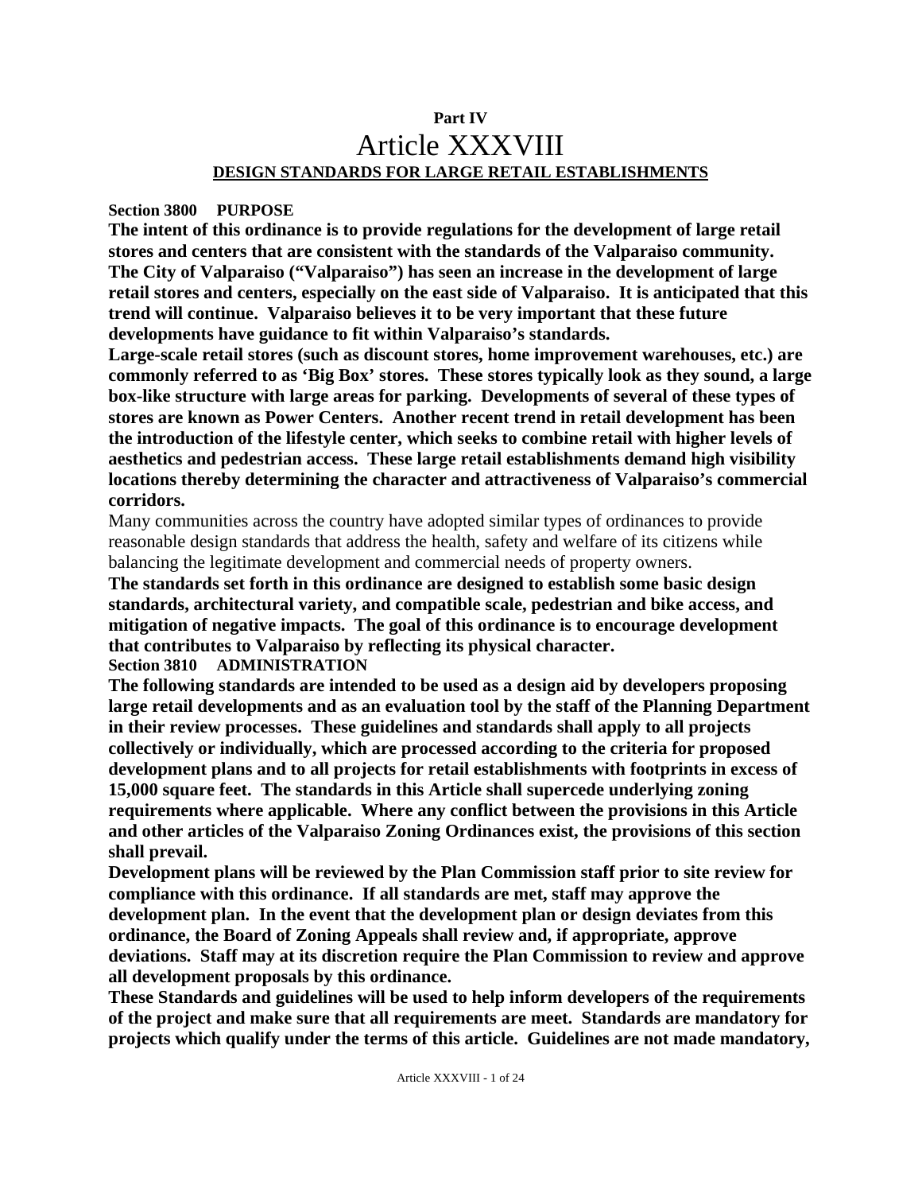**Part IV**

# Article XXXVIII

## DESIGN STANDARDS FOR LARGE RETAIL ESTABLISHMENTS

**Section 3800 PURPOSE**

**The intent of this ordinance is to provide regulations for the development of large retail stores and centers that are consistent with the standards of the Valparaiso community. The City of Valparaiso ("Valparaiso") has seen an increase in the development of large retail stores and centers, especially on the east side of Valparaiso. It is anticipated that this trend will continue. Valparaiso believes it to be very important that these future developments have guidance to fit within Valparaiso's standards.**

**Large-scale retail stores (such as discount stores, home improvement warehouses, etc.) are commonly referred to as 'Big Box' stores. These stores typically look as they sound, a large box-like structure with large areas for parking. Developments of several of these types of stores are known as Power Centers. Another recent trend in retail development has been the introduction of the lifestyle center, which seeks to combine retail with higher levels of aesthetics and pedestrian access. These large retail establishments demand high visibility locations thereby determining the character and attractiveness of Valparaiso's commercial corridors.**

Many communities across the country have adopted similar types of ordinances to provide reasonable design standards that address the health, safety and welfare of its citizens while balancing the legitimate development and commercial needs of property owners.

**The standards set forth in this ordinance are designed to establish some basic design standards, architectural variety, and compatible scale, pedestrian and bike access, and mitigation of negative impacts. The goal of this ordinance is to encourage development that contributes to Valparaiso by reflecting its physical character.**

**Section 3810 ADMINISTRATION**

**The following standards are intended to be used as a design aid by developers proposing large retail developments and as an evaluation tool by the staff of the Planning Department in their review processes. These guidelines and standards shall apply to all projects collectively or individually, which are processed according to the criteria for proposed development plans and to all projects for retail establishments with footprints in excess of 15,000 square feet. The standards in this Article shall supercede underlying zoning requirements where applicable. Where any conflict between the provisions in this Article and other articles of the Valparaiso Zoning Ordinances exist, the provisions of this section shall prevail.**

**Development plans will be reviewed by the Plan Commission staff prior to site review for compliance with this ordinance. If all standards are met, staff may approve the development plan. In the event that the development plan or design deviates from this ordinance, the Board of Zoning Appeals shall review and, if appropriate, approve deviations. Staff may at its discretion require the Plan Commission to review and approve all development proposals by this ordinance.**

**These Standards and guidelines will be used to help inform developers of the requirements of the project and make sure that all requirements are meet. Standards are mandatory for projects which qualify under the terms of this article. Guidelines are not made mandatory,**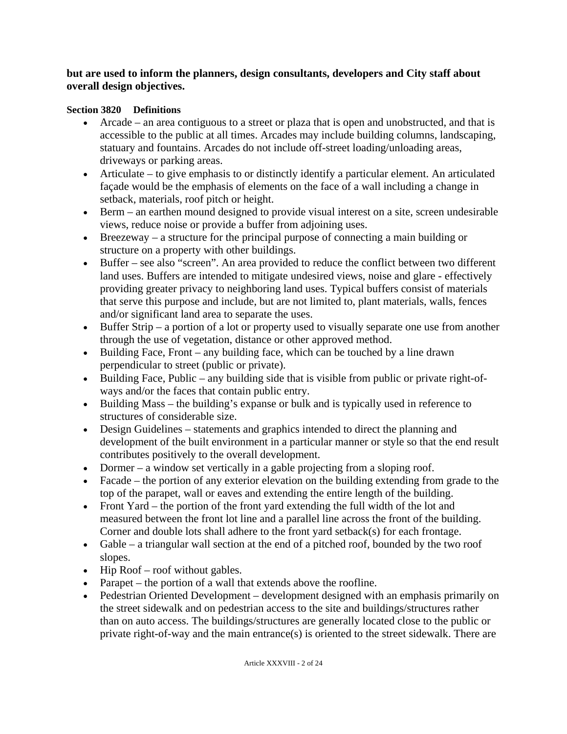**but are used to inform the planners, design consultants, developers and City staff about overall design objectives.**

**Section 3820 Definitions**

- Arcade – an area contiguous to a street or plaza that is open and unobstructed, and that is accessible to the public at all times. Arcades may include building columns, landscaping, statuary and fountains. Arcades do not include off-street loading/unloading areas, driveways or parking areas.
- Articulate – to give emphasis to or distinctly identify a particular element. An articulated façade would be the emphasis of elements on the face of a wall including a change in setback, materials, roof pitch or height.
- Berm – an earthen mound designed to provide visual interest on a site, screen undesirable views, reduce noise or provide a buffer from adjoining uses.
- Breezeway – a structure for the principal purpose of connecting a main building or structure on a property with other buildings.
- Buffer – see also "screen". An area provided to reduce the conflict between two different land uses. Buffers are intended to mitigate undesired views, noise and glare - effectively providing greater privacy to neighboring land uses. Typical buffers consist of materials that serve this purpose and include, but are not limited to, plant materials, walls, fences and/or significant land area to separate the uses.
- Buffer Strip – a portion of a lot or property used to visually separate one use from another through the use of vegetation, distance or other approved method.
- Building Face, Front – any building face, which can be touched by a line drawn perpendicular to street (public or private).
- Building Face, Public – any building side that is visible from public or private right-of-ways and/or the faces that contain public entry.
- Building Mass – the building's expanse or bulk and is typically used in reference to structures of considerable size.
- Design Guidelines – statements and graphics intended to direct the planning and development of the built environment in a particular manner or style so that the end result contributes positively to the overall development.
- Dormer – a window set vertically in a gable projecting from a sloping roof.
- Facade – the portion of any exterior elevation on the building extending from grade to the top of the parapet, wall or eaves and extending the entire length of the building.
- Front Yard – the portion of the front yard extending the full width of the lot and measured between the front lot line and a parallel line across the front of the building. Corner and double lots shall adhere to the front yard setback(s) for each frontage.
- Gable – a triangular wall section at the end of a pitched roof, bounded by the two roof slopes.
- Hip Roof – roof without gables.
- Parapet – the portion of a wall that extends above the roofline.
- Pedestrian Oriented Development – development designed with an emphasis primarily on the street sidewalk and on pedestrian access to the site and buildings/structures rather than on auto access. The buildings/structures are generally located close to the public or private right-of-way and the main entrance(s) is oriented to the street sidewalk. There are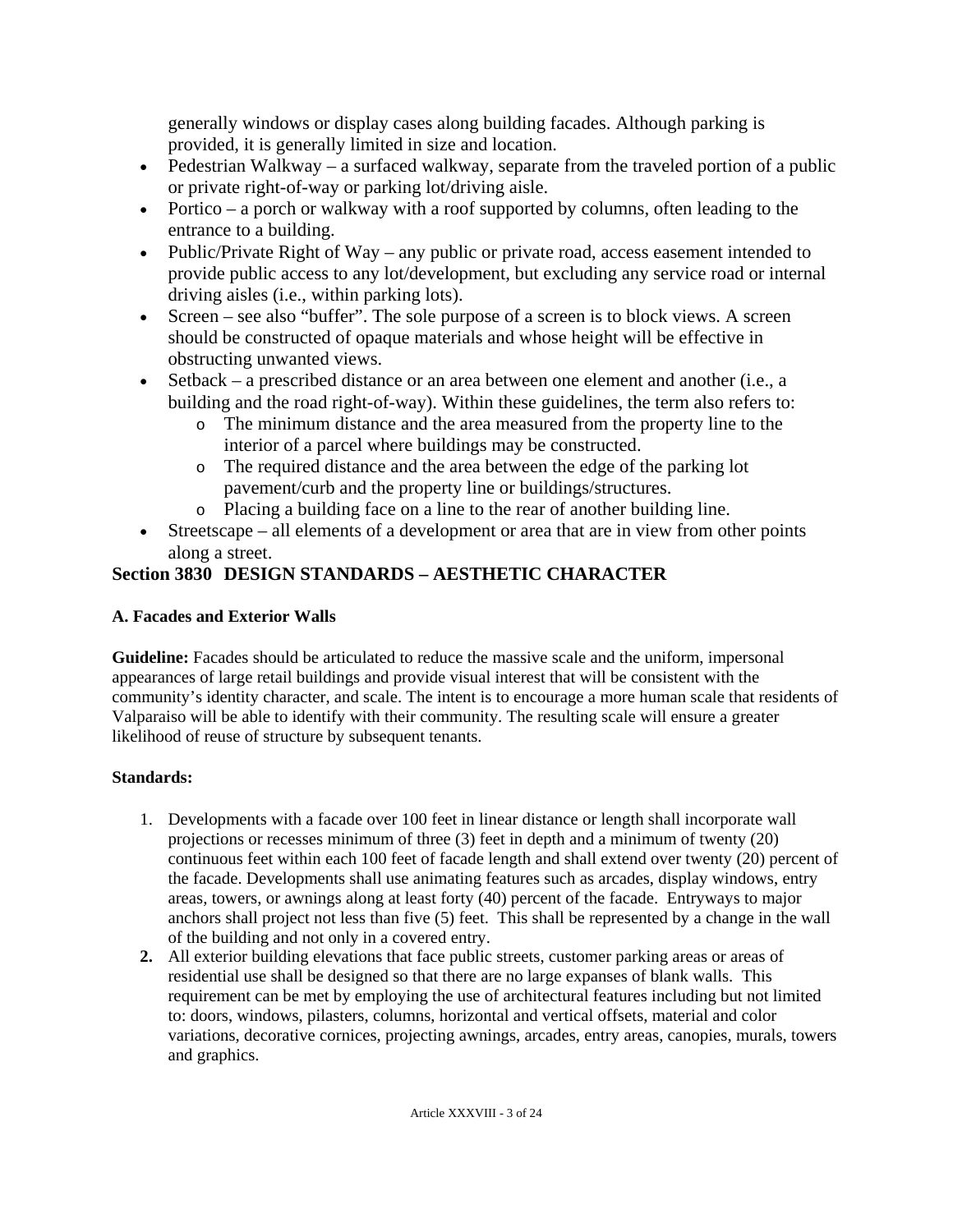generally windows or display cases along building facades. Although parking is provided, it is generally limited in size and location.

- Pedestrian Walkway – a surfaced walkway, separate from the traveled portion of a public or private right-of-way or parking lot/driving aisle.
- Portico – a porch or walkway with a roof supported by columns, often leading to the entrance to a building.
- Public/Private Right of Way – any public or private road, access easement intended to provide public access to any lot/development, but excluding any service road or internal driving aisles (i.e., within parking lots).
- Screen – see also "buffer". The sole purpose of a screen is to block views. A screen should be constructed of opaque materials and whose height will be effective in obstructing unwanted views.
- Setback – a prescribed distance or an area between one element and another (i.e., a building and the road right-of-way). Within these guidelines, the term also refers to:
  - The minimum distance and the area measured from the property line to the interior of a parcel where buildings may be constructed.
  - The required distance and the area between the edge of the parking lot pavement/curb and the property line or buildings/structures.
  - Placing a building face on a line to the rear of another building line.
- Streetscape – all elements of a development or area that are in view from other points along a street.

## Section 3830 DESIGN STANDARDS – AESTHETIC CHARACTER

### A. Facades and Exterior Walls

**Guideline:** Facades should be articulated to reduce the massive scale and the uniform, impersonal appearances of large retail buildings and provide visual interest that will be consistent with the community's identity character, and scale. The intent is to encourage a more human scale that residents of Valparaiso will be able to identify with their community. The resulting scale will ensure a greater likelihood of reuse of structure by subsequent tenants.

**Standards:**

1. Developments with a facade over 100 feet in linear distance or length shall incorporate wall projections or recesses minimum of three (3) feet in depth and a minimum of twenty (20) continuous feet within each 100 feet of facade length and shall extend over twenty (20) percent of the facade. Developments shall use animating features such as arcades, display windows, entry areas, towers, or awnings along at least forty (40) percent of the facade. Entryways to major anchors shall project not less than five (5) feet. This shall be represented by a change in the wall of the building and not only in a covered entry.
2. All exterior building elevations that face public streets, customer parking areas or areas of residential use shall be designed so that there are no large expanses of blank walls. This requirement can be met by employing the use of architectural features including but not limited to: doors, windows, pilasters, columns, horizontal and vertical offsets, material and color variations, decorative cornices, projecting awnings, arcades, entry areas, canopies, murals, towers and graphics.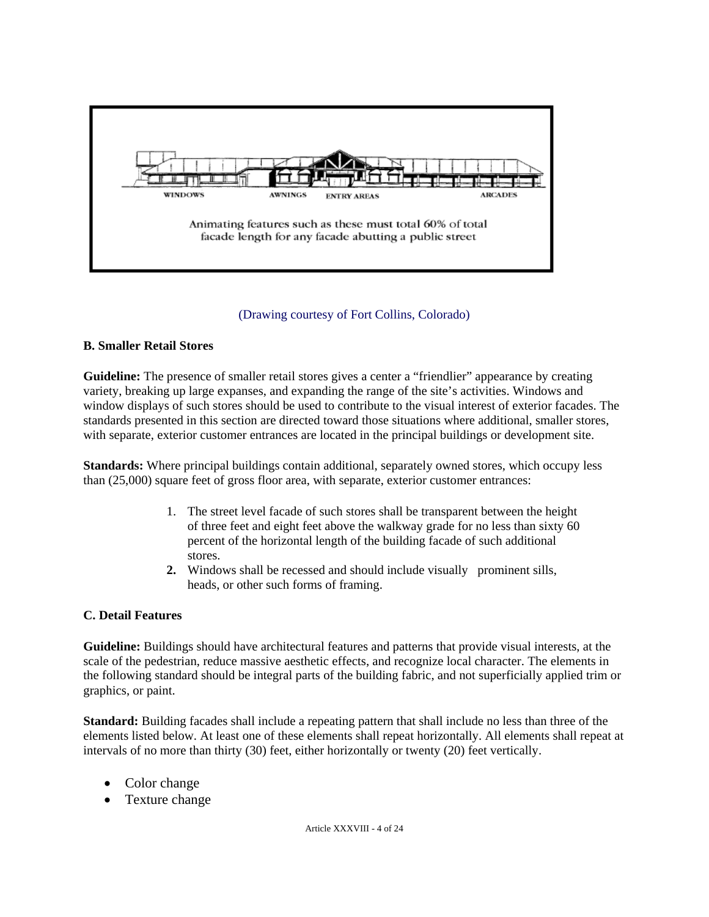WINDOWS AWNINGS ENTRY AREAS ARCADES

Animating features such as these must total 60% of total facade length for any facade abutting a public street

(Drawing courtesy of Fort Collins, Colorado)

**B. Smaller Retail Stores**

**Guideline:** The presence of smaller retail stores gives a center a "friendlier" appearance by creating variety, breaking up large expanses, and expanding the range of the site's activities. Windows and window displays of such stores should be used to contribute to the visual interest of exterior facades. The standards presented in this section are directed toward those situations where additional, smaller stores, with separate, exterior customer entrances are located in the principal buildings or development site.

**Standards:** Where principal buildings contain additional, separately owned stores, which occupy less than (25,000) square feet of gross floor area, with separate, exterior customer entrances:

1. The street level facade of such stores shall be transparent between the height of three feet and eight feet above the walkway grade for no less than sixty 60 percent of the horizontal length of the building facade of such additional stores.
2. Windows shall be recessed and should include visually prominent sills, heads, or other such forms of framing.

**C. Detail Features**

**Guideline:** Buildings should have architectural features and patterns that provide visual interests, at the scale of the pedestrian, reduce massive aesthetic effects, and recognize local character. The elements in the following standard should be integral parts of the building fabric, and not superficially applied trim or graphics, or paint.

**Standard:** Building facades shall include a repeating pattern that shall include no less than three of the elements listed below. At least one of these elements shall repeat horizontally. All elements shall repeat at intervals of no more than thirty (30) feet, either horizontally or twenty (20) feet vertically.

- Color change
- Texture change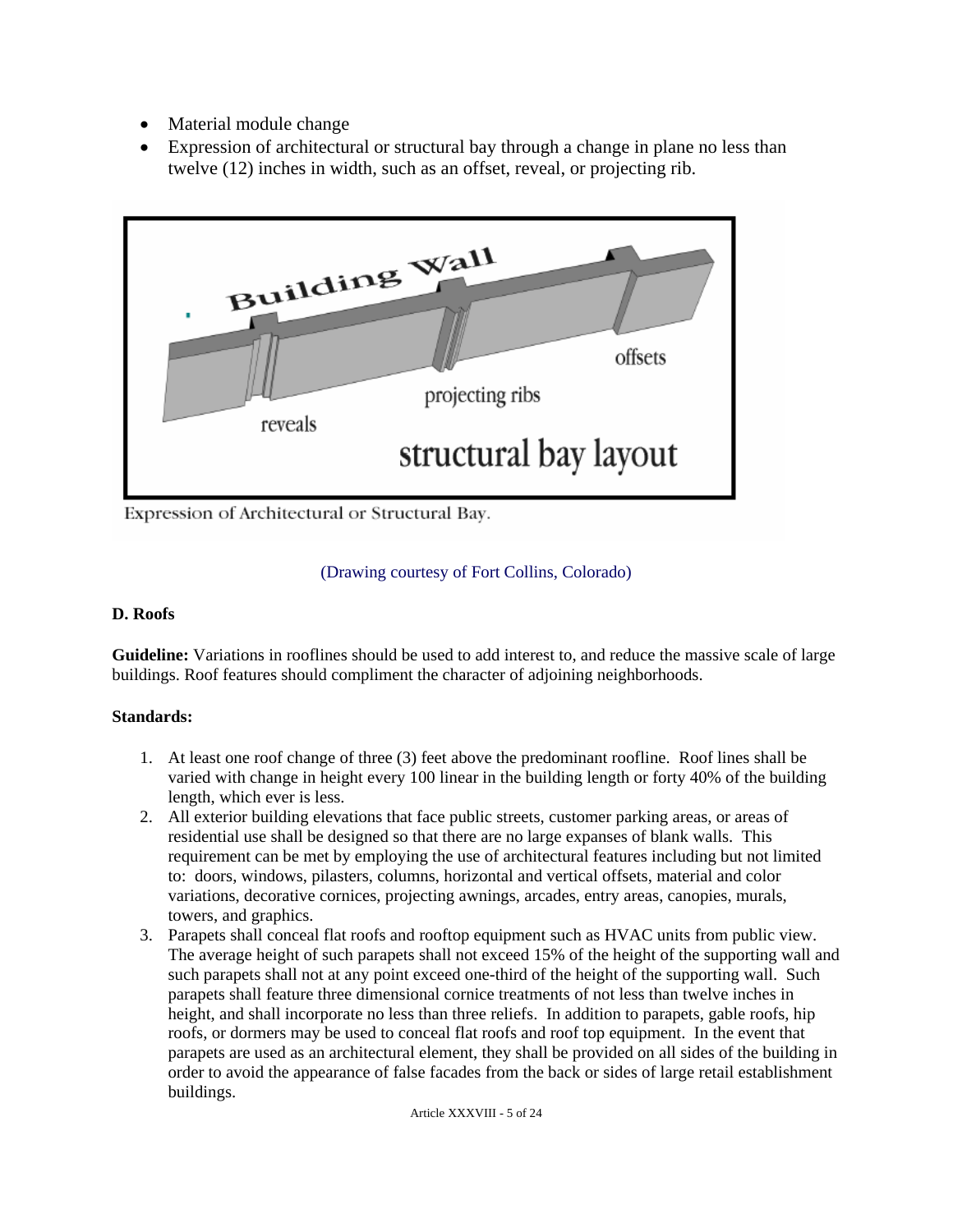- Material module change
- Expression of architectural or structural bay through a change in plane no less than twelve (12) inches in width, such as an offset, reveal, or projecting rib.

Expression of Architectural or Structural Bay.

(Drawing courtesy of Fort Collins, Colorado)

**D. Roofs**

**Guideline:** Variations in rooflines should be used to add interest to, and reduce the massive scale of large buildings. Roof features should compliment the character of adjoining neighborhoods.

**Standards:**

1. At least one roof change of three (3) feet above the predominant roofline. Roof lines shall be varied with change in height every 100 linear in the building length or forty 40% of the building length, which ever is less.
2. All exterior building elevations that face public streets, customer parking areas, or areas of residential use shall be designed so that there are no large expanses of blank walls. This requirement can be met by employing the use of architectural features including but not limited to: doors, windows, pilasters, columns, horizontal and vertical offsets, material and color variations, decorative cornices, projecting awnings, arcades, entry areas, canopies, murals, towers, and graphics.
3. Parapets shall conceal flat roofs and rooftop equipment such as HVAC units from public view. The average height of such parapets shall not exceed 15% of the height of the supporting wall and such parapets shall not at any point exceed one-third of the height of the supporting wall. Such parapets shall feature three dimensional cornice treatments of not less than twelve inches in height, and shall incorporate no less than three reliefs. In addition to parapets, gable roofs, hip roofs, or dormers may be used to conceal flat roofs and roof top equipment. In the event that parapets are used as an architectural element, they shall be provided on all sides of the building in order to avoid the appearance of false facades from the back or sides of large retail establishment buildings.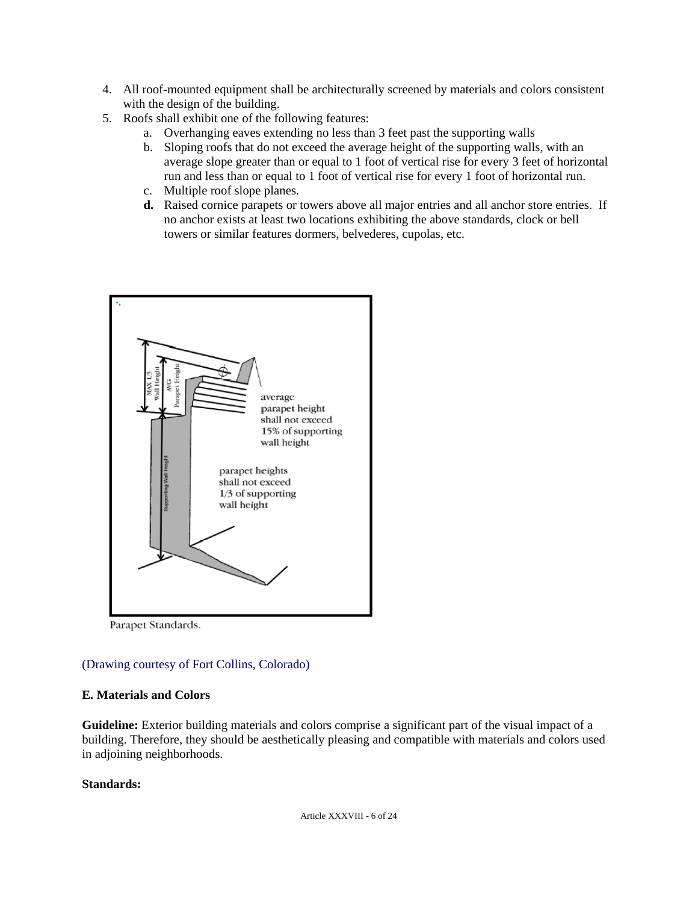4. All roof-mounted equipment shall be architecturally screened by materials and colors consistent with the design of the building.
5. Roofs shall exhibit one of the following features:
   a. Overhanging eaves extending no less than 3 feet past the supporting walls
   b. Sloping roofs that do not exceed the average height of the supporting walls, with an average slope greater than or equal to 1 foot of vertical rise for every 3 feet of horizontal run and less than or equal to 1 foot of vertical rise for every 1 foot of horizontal run.
   c. Multiple roof slope planes.
   **d.** Raised cornice parapets or towers above all major entries and all anchor store entries. If no anchor exists at least two locations exhibiting the above standards, clock or bell towers or similar features dormers, belvederes, cupolas, etc.

MAX 1/3 Wall Height

AVG Parapet Height

average parapet height shall not exceed 15% of supporting wall height

Supporting Wall Height

parapet heights shall not exceed 1/3 of supporting wall height

Parapet Standards.

(Drawing courtesy of Fort Collins, Colorado)

**E. Materials and Colors**

**Guideline:** Exterior building materials and colors comprise a significant part of the visual impact of a building. Therefore, they should be aesthetically pleasing and compatible with materials and colors used in adjoining neighborhoods.

**Standards:**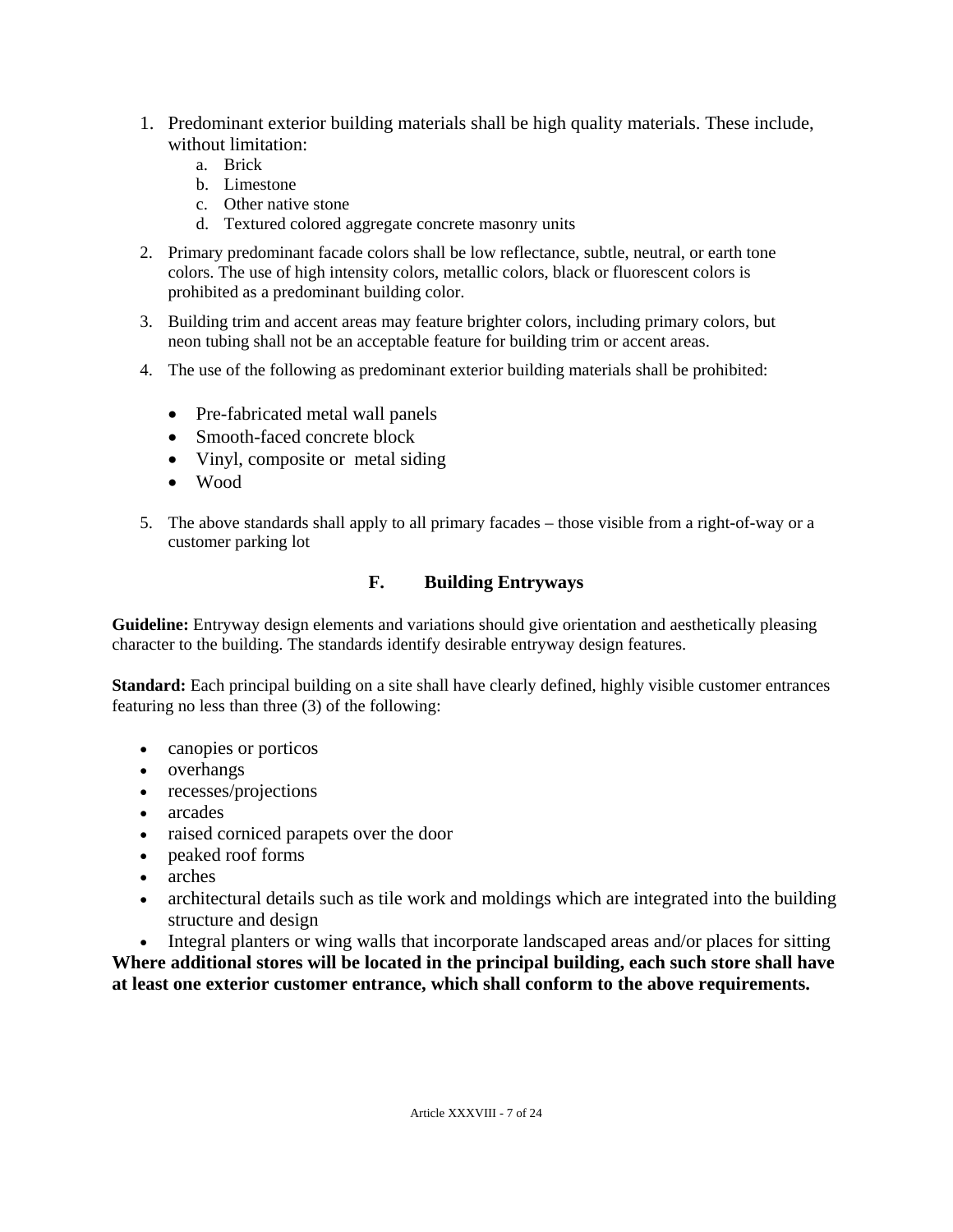1. Predominant exterior building materials shall be high quality materials. These include, without limitation:
   a. Brick
   b. Limestone
   c. Other native stone
   d. Textured colored aggregate concrete masonry units
2. Primary predominant facade colors shall be low reflectance, subtle, neutral, or earth tone colors. The use of high intensity colors, metallic colors, black or fluorescent colors is prohibited as a predominant building color.
3. Building trim and accent areas may feature brighter colors, including primary colors, but neon tubing shall not be an acceptable feature for building trim or accent areas.
4. The use of the following as predominant exterior building materials shall be prohibited:

   - Pre-fabricated metal wall panels
   - Smooth-faced concrete block
   - Vinyl, composite or metal siding
   - Wood

5. The above standards shall apply to all primary facades – those visible from a right-of-way or a customer parking lot

## F. Building Entryways

**Guideline:** Entryway design elements and variations should give orientation and aesthetically pleasing character to the building. The standards identify desirable entryway design features.

**Standard:** Each principal building on a site shall have clearly defined, highly visible customer entrances featuring no less than three (3) of the following:

- canopies or porticos
- overhangs
- recesses/projections
- arcades
- raised corniced parapets over the door
- peaked roof forms
- arches
- architectural details such as tile work and moldings which are integrated into the building structure and design
- Integral planters or wing walls that incorporate landscaped areas and/or places for sitting

**Where additional stores will be located in the principal building, each such store shall have at least one exterior customer entrance, which shall conform to the above requirements.**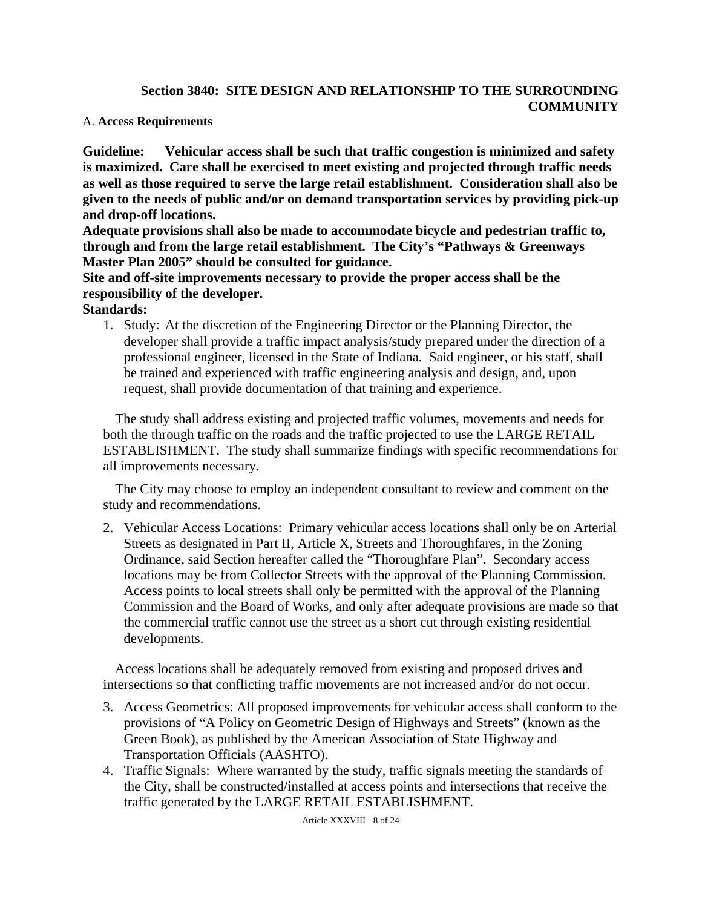## Section 3840: SITE DESIGN AND RELATIONSHIP TO THE SURROUNDING COMMUNITY

A. **Access Requirements**

**Guideline: Vehicular access shall be such that traffic congestion is minimized and safety is maximized. Care shall be exercised to meet existing and projected through traffic needs as well as those required to serve the large retail establishment. Consideration shall also be given to the needs of public and/or on demand transportation services by providing pick-up and drop-off locations.**

**Adequate provisions shall also be made to accommodate bicycle and pedestrian traffic to, through and from the large retail establishment. The City's "Pathways & Greenways Master Plan 2005" should be consulted for guidance.**

**Site and off-site improvements necessary to provide the proper access shall be the responsibility of the developer.**

**Standards:**

1. Study: At the discretion of the Engineering Director or the Planning Director, the developer shall provide a traffic impact analysis/study prepared under the direction of a professional engineer, licensed in the State of Indiana. Said engineer, or his staff, shall be trained and experienced with traffic engineering analysis and design, and, upon request, shall provide documentation of that training and experience.

   The study shall address existing and projected traffic volumes, movements and needs for both the through traffic on the roads and the traffic projected to use the LARGE RETAIL ESTABLISHMENT. The study shall summarize findings with specific recommendations for all improvements necessary.

   The City may choose to employ an independent consultant to review and comment on the study and recommendations.

2. Vehicular Access Locations: Primary vehicular access locations shall only be on Arterial Streets as designated in Part II, Article X, Streets and Thoroughfares, in the Zoning Ordinance, said Section hereafter called the "Thoroughfare Plan". Secondary access locations may be from Collector Streets with the approval of the Planning Commission. Access points to local streets shall only be permitted with the approval of the Planning Commission and the Board of Works, and only after adequate provisions are made so that the commercial traffic cannot use the street as a short cut through existing residential developments.

   Access locations shall be adequately removed from existing and proposed drives and intersections so that conflicting traffic movements are not increased and/or do not occur.

3. Access Geometrics: All proposed improvements for vehicular access shall conform to the provisions of "A Policy on Geometric Design of Highways and Streets" (known as the Green Book), as published by the American Association of State Highway and Transportation Officials (AASHTO).
4. Traffic Signals: Where warranted by the study, traffic signals meeting the standards of the City, shall be constructed/installed at access points and intersections that receive the traffic generated by the LARGE RETAIL ESTABLISHMENT.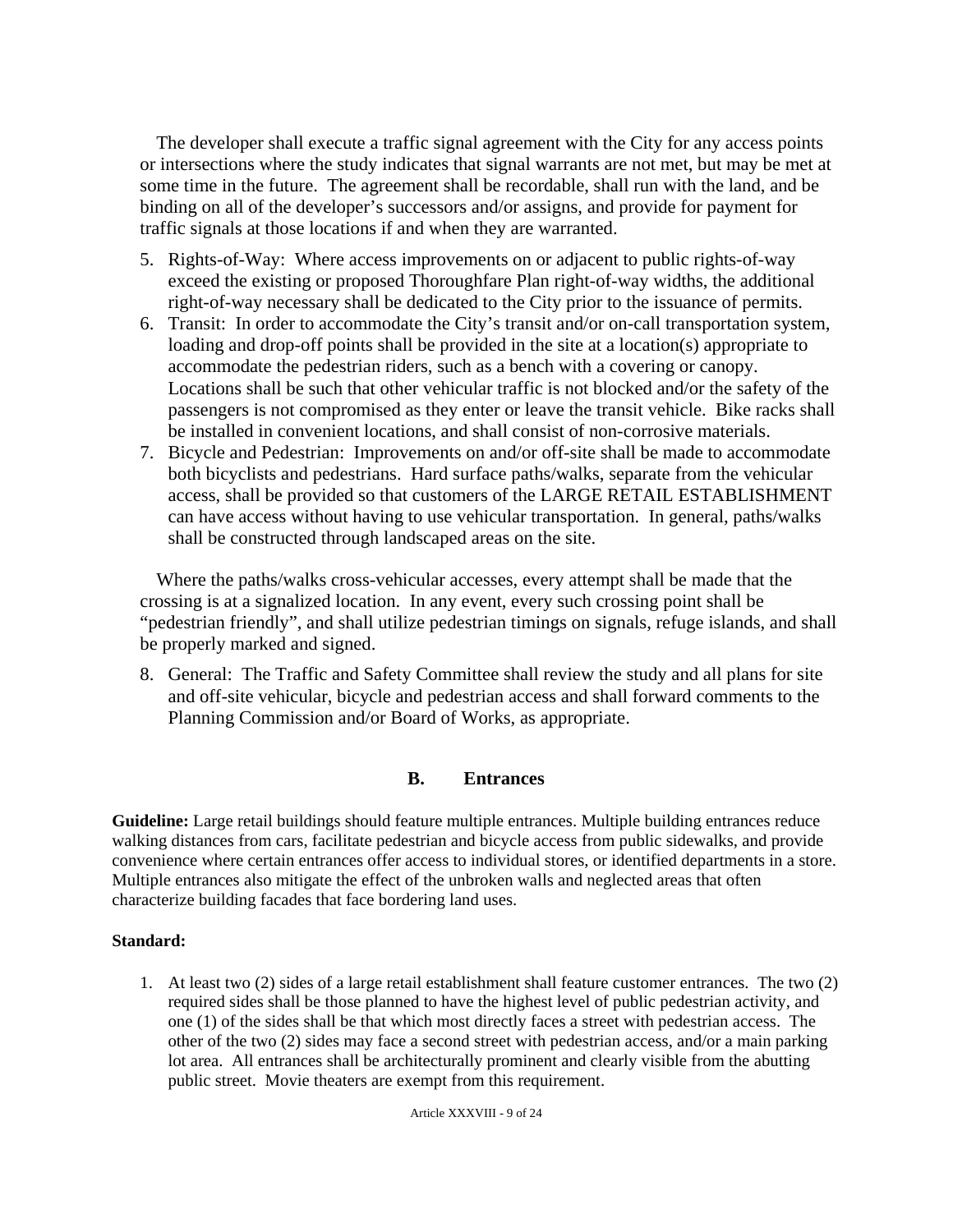The developer shall execute a traffic signal agreement with the City for any access points or intersections where the study indicates that signal warrants are not met, but may be met at some time in the future. The agreement shall be recordable, shall run with the land, and be binding on all of the developer's successors and/or assigns, and provide for payment for traffic signals at those locations if and when they are warranted.

5. Rights-of-Way: Where access improvements on or adjacent to public rights-of-way exceed the existing or proposed Thoroughfare Plan right-of-way widths, the additional right-of-way necessary shall be dedicated to the City prior to the issuance of permits.
6. Transit: In order to accommodate the City's transit and/or on-call transportation system, loading and drop-off points shall be provided in the site at a location(s) appropriate to accommodate the pedestrian riders, such as a bench with a covering or canopy. Locations shall be such that other vehicular traffic is not blocked and/or the safety of the passengers is not compromised as they enter or leave the transit vehicle. Bike racks shall be installed in convenient locations, and shall consist of non-corrosive materials.
7. Bicycle and Pedestrian: Improvements on and/or off-site shall be made to accommodate both bicyclists and pedestrians. Hard surface paths/walks, separate from the vehicular access, shall be provided so that customers of the LARGE RETAIL ESTABLISHMENT can have access without having to use vehicular transportation. In general, paths/walks shall be constructed through landscaped areas on the site.

Where the paths/walks cross-vehicular accesses, every attempt shall be made that the crossing is at a signalized location. In any event, every such crossing point shall be "pedestrian friendly", and shall utilize pedestrian timings on signals, refuge islands, and shall be properly marked and signed.

8. General: The Traffic and Safety Committee shall review the study and all plans for site and off-site vehicular, bicycle and pedestrian access and shall forward comments to the Planning Commission and/or Board of Works, as appropriate.

## B. Entrances

**Guideline:** Large retail buildings should feature multiple entrances. Multiple building entrances reduce walking distances from cars, facilitate pedestrian and bicycle access from public sidewalks, and provide convenience where certain entrances offer access to individual stores, or identified departments in a store. Multiple entrances also mitigate the effect of the unbroken walls and neglected areas that often characterize building facades that face bordering land uses.

**Standard:**

1. At least two (2) sides of a large retail establishment shall feature customer entrances. The two (2) required sides shall be those planned to have the highest level of public pedestrian activity, and one (1) of the sides shall be that which most directly faces a street with pedestrian access. The other of the two (2) sides may face a second street with pedestrian access, and/or a main parking lot area. All entrances shall be architecturally prominent and clearly visible from the abutting public street. Movie theaters are exempt from this requirement.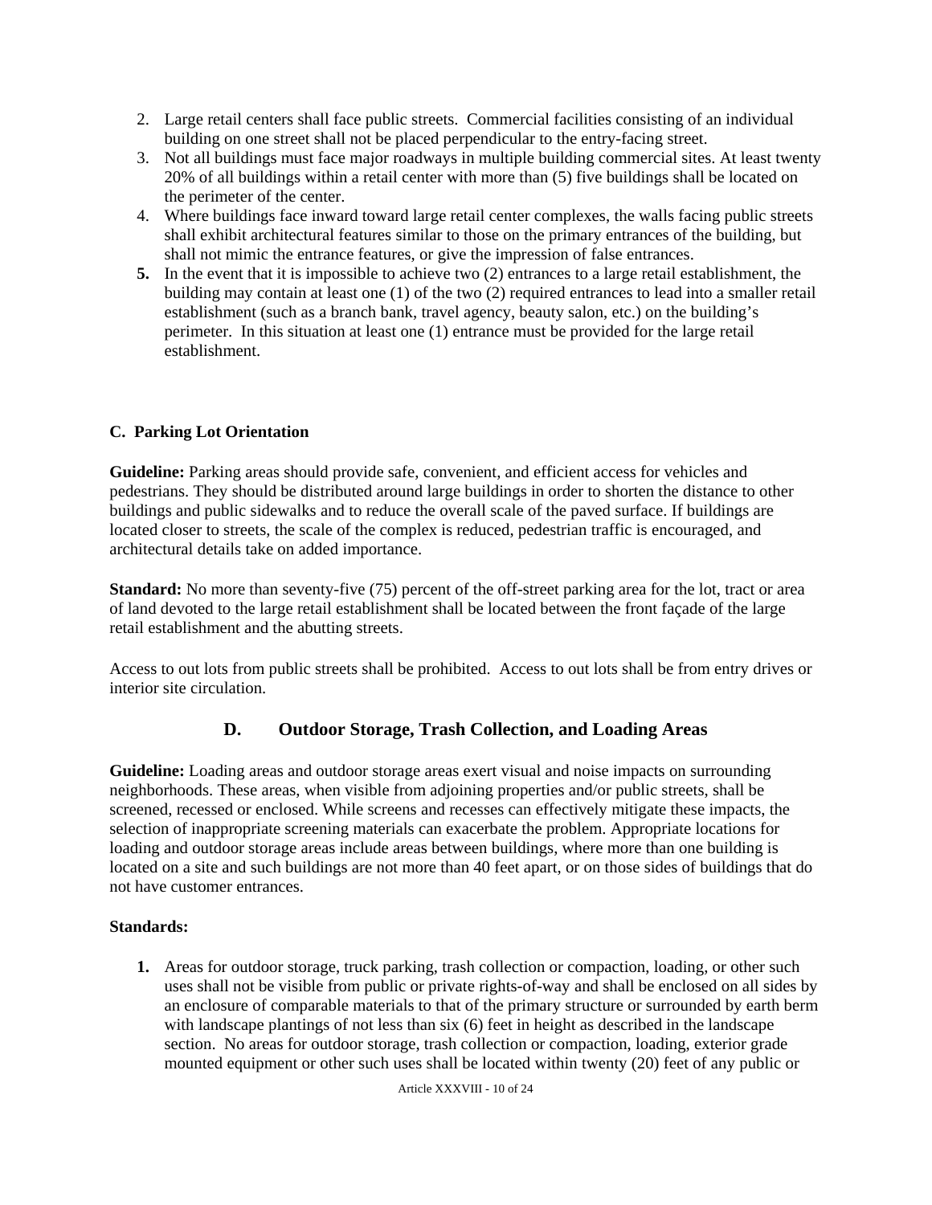2. Large retail centers shall face public streets. Commercial facilities consisting of an individual building on one street shall not be placed perpendicular to the entry-facing street.
3. Not all buildings must face major roadways in multiple building commercial sites. At least twenty 20% of all buildings within a retail center with more than (5) five buildings shall be located on the perimeter of the center.
4. Where buildings face inward toward large retail center complexes, the walls facing public streets shall exhibit architectural features similar to those on the primary entrances of the building, but shall not mimic the entrance features, or give the impression of false entrances.
5. In the event that it is impossible to achieve two (2) entrances to a large retail establishment, the building may contain at least one (1) of the two (2) required entrances to lead into a smaller retail establishment (such as a branch bank, travel agency, beauty salon, etc.) on the building's perimeter. In this situation at least one (1) entrance must be provided for the large retail establishment.

### C. Parking Lot Orientation

**Guideline:** Parking areas should provide safe, convenient, and efficient access for vehicles and pedestrians. They should be distributed around large buildings in order to shorten the distance to other buildings and public sidewalks and to reduce the overall scale of the paved surface. If buildings are located closer to streets, the scale of the complex is reduced, pedestrian traffic is encouraged, and architectural details take on added importance.

**Standard:** No more than seventy-five (75) percent of the off-street parking area for the lot, tract or area of land devoted to the large retail establishment shall be located between the front façade of the large retail establishment and the abutting streets.

Access to out lots from public streets shall be prohibited. Access to out lots shall be from entry drives or interior site circulation.

### D. Outdoor Storage, Trash Collection, and Loading Areas

**Guideline:** Loading areas and outdoor storage areas exert visual and noise impacts on surrounding neighborhoods. These areas, when visible from adjoining properties and/or public streets, shall be screened, recessed or enclosed. While screens and recesses can effectively mitigate these impacts, the selection of inappropriate screening materials can exacerbate the problem. Appropriate locations for loading and outdoor storage areas include areas between buildings, where more than one building is located on a site and such buildings are not more than 40 feet apart, or on those sides of buildings that do not have customer entrances.

**Standards:**

1. Areas for outdoor storage, truck parking, trash collection or compaction, loading, or other such uses shall not be visible from public or private rights-of-way and shall be enclosed on all sides by an enclosure of comparable materials to that of the primary structure or surrounded by earth berm with landscape plantings of not less than six (6) feet in height as described in the landscape section. No areas for outdoor storage, trash collection or compaction, loading, exterior grade mounted equipment or other such uses shall be located within twenty (20) feet of any public or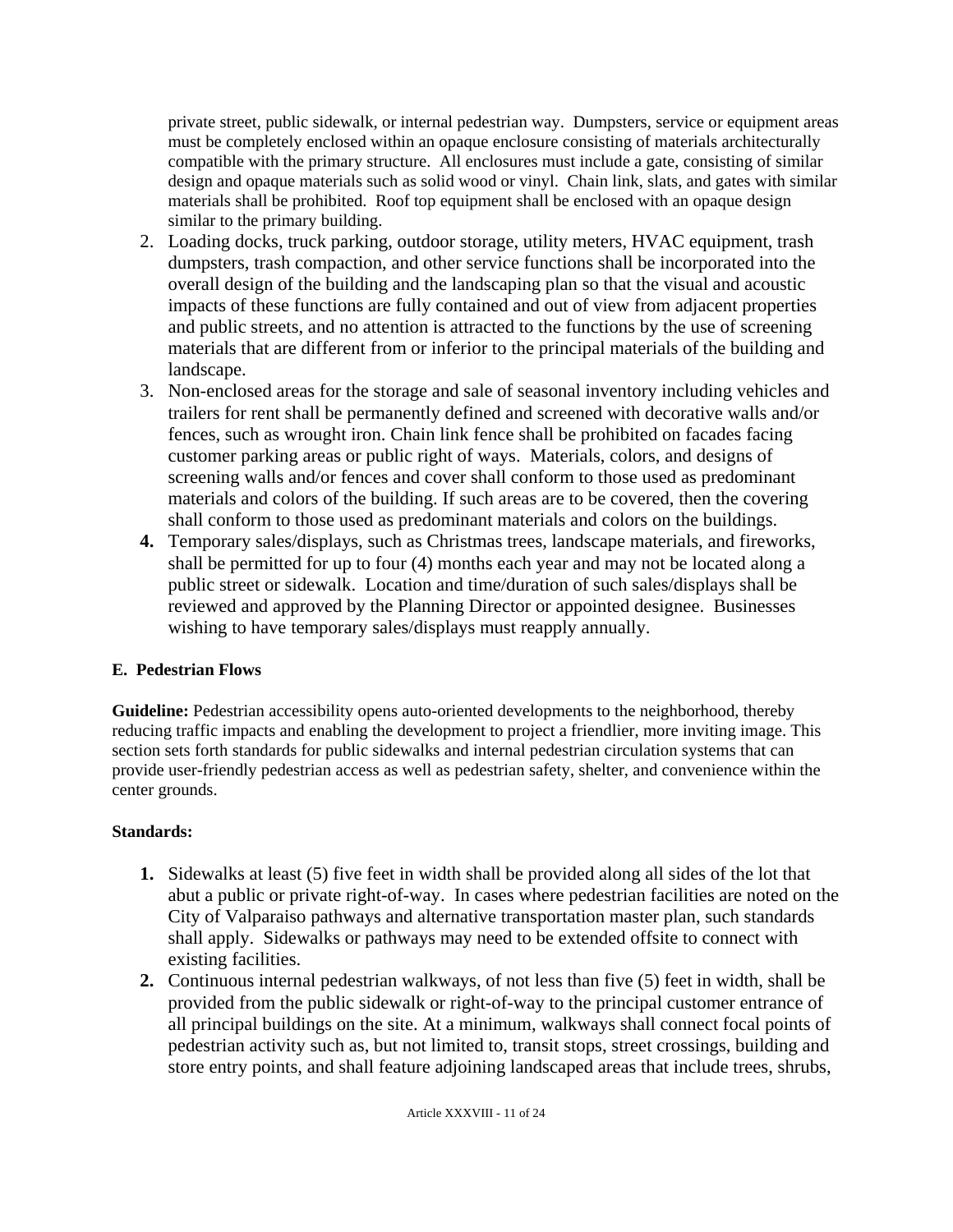private street, public sidewalk, or internal pedestrian way. Dumpsters, service or equipment areas must be completely enclosed within an opaque enclosure consisting of materials architecturally compatible with the primary structure. All enclosures must include a gate, consisting of similar design and opaque materials such as solid wood or vinyl. Chain link, slats, and gates with similar materials shall be prohibited. Roof top equipment shall be enclosed with an opaque design similar to the primary building.

2. Loading docks, truck parking, outdoor storage, utility meters, HVAC equipment, trash dumpsters, trash compaction, and other service functions shall be incorporated into the overall design of the building and the landscaping plan so that the visual and acoustic impacts of these functions are fully contained and out of view from adjacent properties and public streets, and no attention is attracted to the functions by the use of screening materials that are different from or inferior to the principal materials of the building and landscape.
3. Non-enclosed areas for the storage and sale of seasonal inventory including vehicles and trailers for rent shall be permanently defined and screened with decorative walls and/or fences, such as wrought iron. Chain link fence shall be prohibited on facades facing customer parking areas or public right of ways. Materials, colors, and designs of screening walls and/or fences and cover shall conform to those used as predominant materials and colors of the building. If such areas are to be covered, then the covering shall conform to those used as predominant materials and colors on the buildings.
4. Temporary sales/displays, such as Christmas trees, landscape materials, and fireworks, shall be permitted for up to four (4) months each year and may not be located along a public street or sidewalk. Location and time/duration of such sales/displays shall be reviewed and approved by the Planning Director or appointed designee. Businesses wishing to have temporary sales/displays must reapply annually.

**E. Pedestrian Flows**

**Guideline:** Pedestrian accessibility opens auto-oriented developments to the neighborhood, thereby reducing traffic impacts and enabling the development to project a friendlier, more inviting image. This section sets forth standards for public sidewalks and internal pedestrian circulation systems that can provide user-friendly pedestrian access as well as pedestrian safety, shelter, and convenience within the center grounds.

**Standards:**

1. Sidewalks at least (5) five feet in width shall be provided along all sides of the lot that abut a public or private right-of-way. In cases where pedestrian facilities are noted on the City of Valparaiso pathways and alternative transportation master plan, such standards shall apply. Sidewalks or pathways may need to be extended offsite to connect with existing facilities.
2. Continuous internal pedestrian walkways, of not less than five (5) feet in width, shall be provided from the public sidewalk or right-of-way to the principal customer entrance of all principal buildings on the site. At a minimum, walkways shall connect focal points of pedestrian activity such as, but not limited to, transit stops, street crossings, building and store entry points, and shall feature adjoining landscaped areas that include trees, shrubs,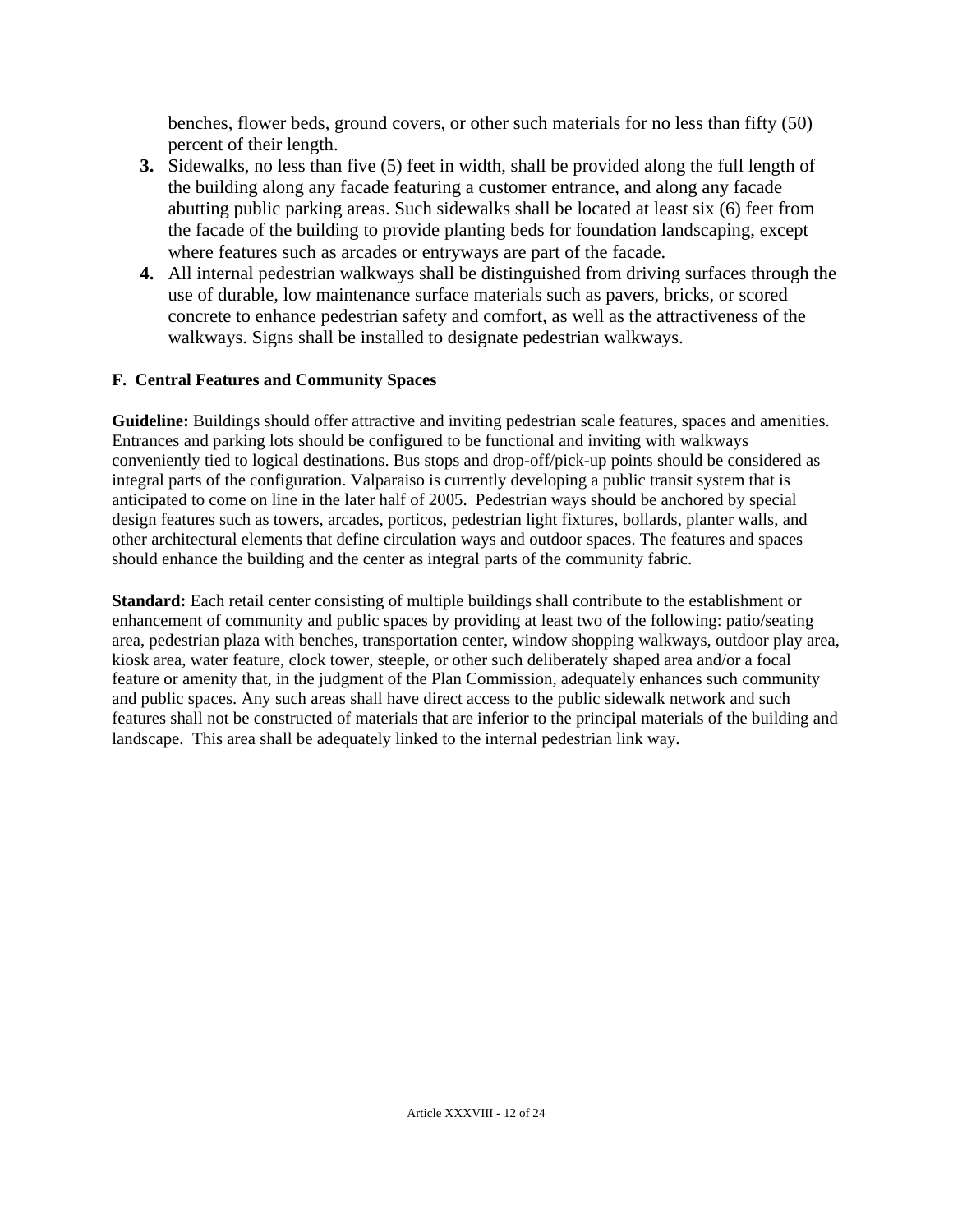benches, flower beds, ground covers, or other such materials for no less than fifty (50) percent of their length.

3. Sidewalks, no less than five (5) feet in width, shall be provided along the full length of the building along any facade featuring a customer entrance, and along any facade abutting public parking areas. Such sidewalks shall be located at least six (6) feet from the facade of the building to provide planting beds for foundation landscaping, except where features such as arcades or entryways are part of the facade.
4. All internal pedestrian walkways shall be distinguished from driving surfaces through the use of durable, low maintenance surface materials such as pavers, bricks, or scored concrete to enhance pedestrian safety and comfort, as well as the attractiveness of the walkways. Signs shall be installed to designate pedestrian walkways.

**F. Central Features and Community Spaces**

**Guideline:** Buildings should offer attractive and inviting pedestrian scale features, spaces and amenities. Entrances and parking lots should be configured to be functional and inviting with walkways conveniently tied to logical destinations. Bus stops and drop-off/pick-up points should be considered as integral parts of the configuration. Valparaiso is currently developing a public transit system that is anticipated to come on line in the later half of 2005. Pedestrian ways should be anchored by special design features such as towers, arcades, porticos, pedestrian light fixtures, bollards, planter walls, and other architectural elements that define circulation ways and outdoor spaces. The features and spaces should enhance the building and the center as integral parts of the community fabric.

**Standard:** Each retail center consisting of multiple buildings shall contribute to the establishment or enhancement of community and public spaces by providing at least two of the following: patio/seating area, pedestrian plaza with benches, transportation center, window shopping walkways, outdoor play area, kiosk area, water feature, clock tower, steeple, or other such deliberately shaped area and/or a focal feature or amenity that, in the judgment of the Plan Commission, adequately enhances such community and public spaces. Any such areas shall have direct access to the public sidewalk network and such features shall not be constructed of materials that are inferior to the principal materials of the building and landscape. This area shall be adequately linked to the internal pedestrian link way.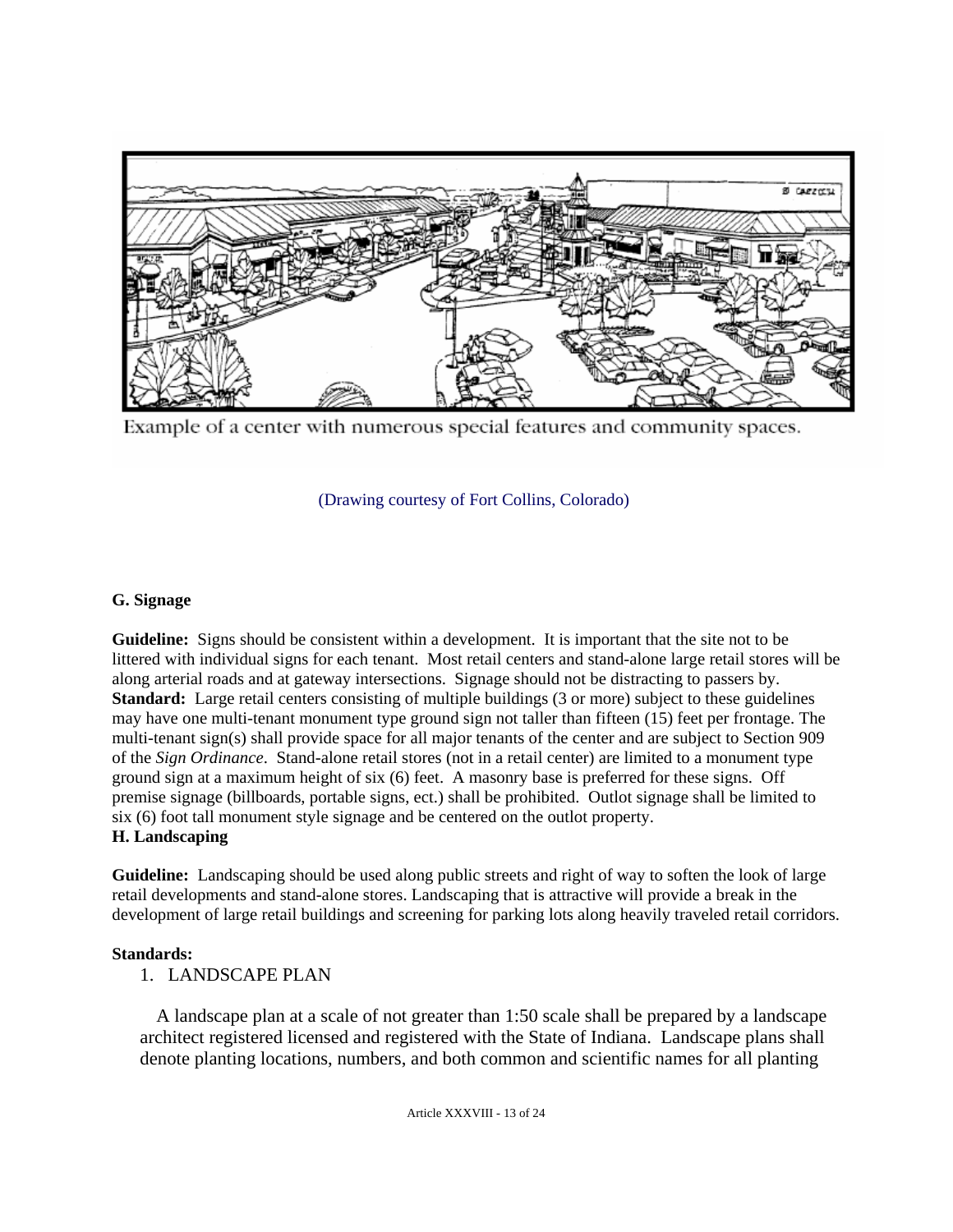Example of a center with numerous special features and community spaces.

(Drawing courtesy of Fort Collins, Colorado)

**G. Signage**

**Guideline:** Signs should be consistent within a development. It is important that the site not to be littered with individual signs for each tenant. Most retail centers and stand-alone large retail stores will be along arterial roads and at gateway intersections. Signage should not be distracting to passers by.
**Standard:** Large retail centers consisting of multiple buildings (3 or more) subject to these guidelines may have one multi-tenant monument type ground sign not taller than fifteen (15) feet per frontage. The multi-tenant sign(s) shall provide space for all major tenants of the center and are subject to Section 909 of the *Sign Ordinance*. Stand-alone retail stores (not in a retail center) are limited to a monument type ground sign at a maximum height of six (6) feet. A masonry base is preferred for these signs. Off premise signage (billboards, portable signs, ect.) shall be prohibited. Outlot signage shall be limited to six (6) foot tall monument style signage and be centered on the outlot property.

**H. Landscaping**

**Guideline:** Landscaping should be used along public streets and right of way to soften the look of large retail developments and stand-alone stores. Landscaping that is attractive will provide a break in the development of large retail buildings and screening for parking lots along heavily traveled retail corridors.

**Standards:**

1. LANDSCAPE PLAN

A landscape plan at a scale of not greater than 1:50 scale shall be prepared by a landscape architect registered licensed and registered with the State of Indiana. Landscape plans shall denote planting locations, numbers, and both common and scientific names for all planting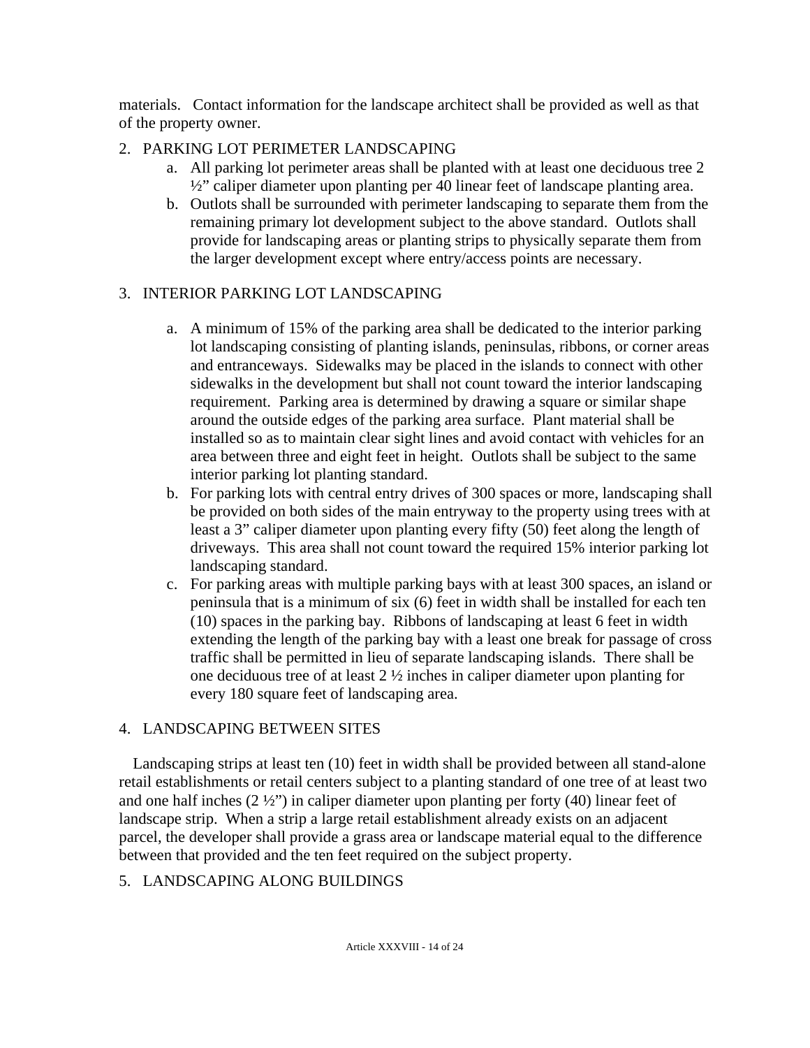materials. Contact information for the landscape architect shall be provided as well as that of the property owner.

2. PARKING LOT PERIMETER LANDSCAPING
    a. All parking lot perimeter areas shall be planted with at least one deciduous tree 2 ½" caliper diameter upon planting per 40 linear feet of landscape planting area.
    b. Outlots shall be surrounded with perimeter landscaping to separate them from the remaining primary lot development subject to the above standard. Outlots shall provide for landscaping areas or planting strips to physically separate them from the larger development except where entry/access points are necessary.

3. INTERIOR PARKING LOT LANDSCAPING
    a. A minimum of 15% of the parking area shall be dedicated to the interior parking lot landscaping consisting of planting islands, peninsulas, ribbons, or corner areas and entranceways. Sidewalks may be placed in the islands to connect with other sidewalks in the development but shall not count toward the interior landscaping requirement. Parking area is determined by drawing a square or similar shape around the outside edges of the parking area surface. Plant material shall be installed so as to maintain clear sight lines and avoid contact with vehicles for an area between three and eight feet in height. Outlots shall be subject to the same interior parking lot planting standard.
    b. For parking lots with central entry drives of 300 spaces or more, landscaping shall be provided on both sides of the main entryway to the property using trees with at least a 3" caliper diameter upon planting every fifty (50) feet along the length of driveways. This area shall not count toward the required 15% interior parking lot landscaping standard.
    c. For parking areas with multiple parking bays with at least 300 spaces, an island or peninsula that is a minimum of six (6) feet in width shall be installed for each ten (10) spaces in the parking bay. Ribbons of landscaping at least 6 feet in width extending the length of the parking bay with a least one break for passage of cross traffic shall be permitted in lieu of separate landscaping islands. There shall be one deciduous tree of at least 2 ½ inches in caliper diameter upon planting for every 180 square feet of landscaping area.

4. LANDSCAPING BETWEEN SITES

Landscaping strips at least ten (10) feet in width shall be provided between all stand-alone retail establishments or retail centers subject to a planting standard of one tree of at least two and one half inches (2 ½") in caliper diameter upon planting per forty (40) linear feet of landscape strip. When a strip a large retail establishment already exists on an adjacent parcel, the developer shall provide a grass area or landscape material equal to the difference between that provided and the ten feet required on the subject property.

5. LANDSCAPING ALONG BUILDINGS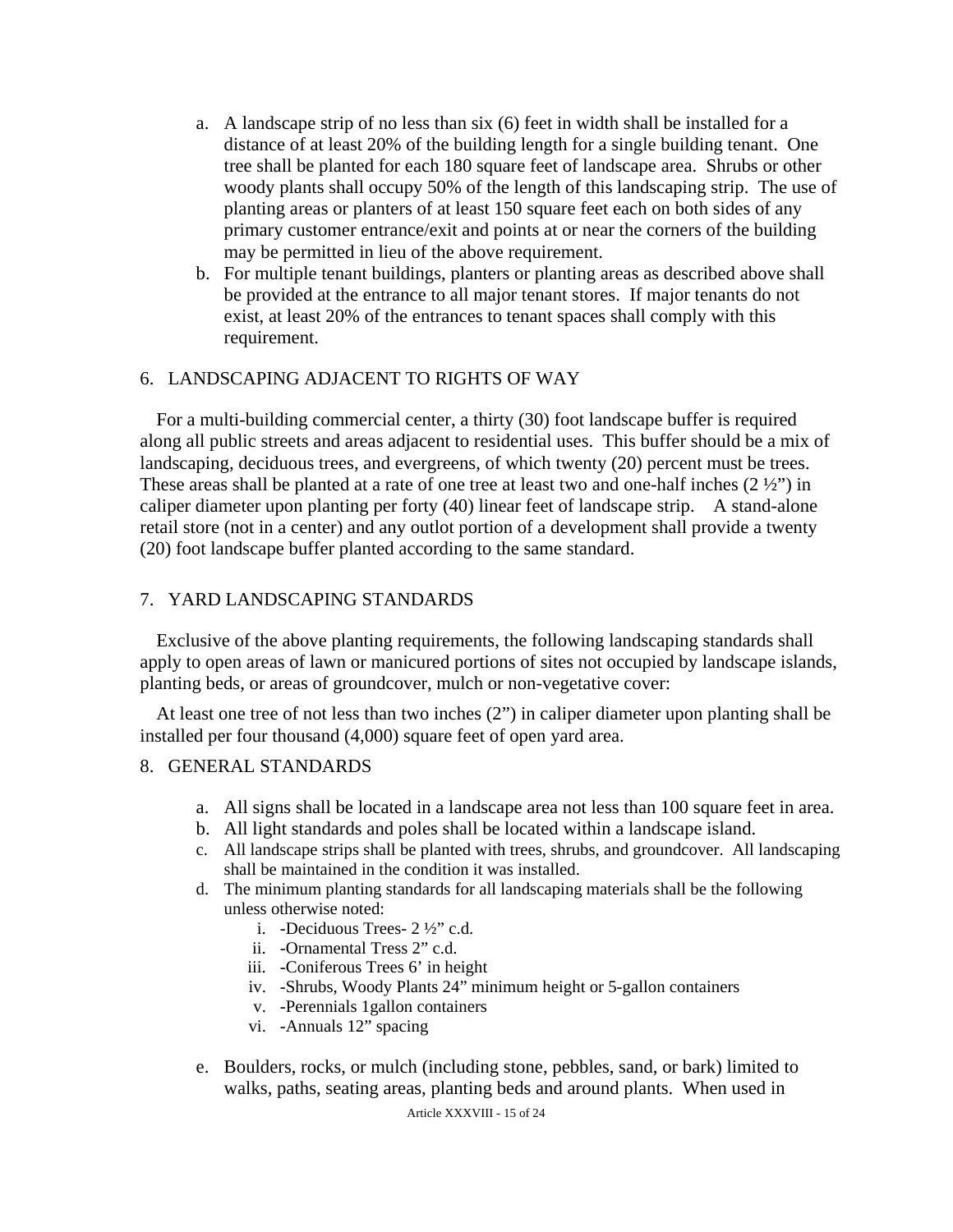a. A landscape strip of no less than six (6) feet in width shall be installed for a distance of at least 20% of the building length for a single building tenant. One tree shall be planted for each 180 square feet of landscape area. Shrubs or other woody plants shall occupy 50% of the length of this landscaping strip. The use of planting areas or planters of at least 150 square feet each on both sides of any primary customer entrance/exit and points at or near the corners of the building may be permitted in lieu of the above requirement.
b. For multiple tenant buildings, planters or planting areas as described above shall be provided at the entrance to all major tenant stores. If major tenants do not exist, at least 20% of the entrances to tenant spaces shall comply with this requirement.

## 6. LANDSCAPING ADJACENT TO RIGHTS OF WAY

For a multi-building commercial center, a thirty (30) foot landscape buffer is required along all public streets and areas adjacent to residential uses. This buffer should be a mix of landscaping, deciduous trees, and evergreens, of which twenty (20) percent must be trees. These areas shall be planted at a rate of one tree at least two and one-half inches (2 ½") in caliper diameter upon planting per forty (40) linear feet of landscape strip. A stand-alone retail store (not in a center) and any outlot portion of a development shall provide a twenty (20) foot landscape buffer planted according to the same standard.

## 7. YARD LANDSCAPING STANDARDS

Exclusive of the above planting requirements, the following landscaping standards shall apply to open areas of lawn or manicured portions of sites not occupied by landscape islands, planting beds, or areas of groundcover, mulch or non-vegetative cover:

At least one tree of not less than two inches (2") in caliper diameter upon planting shall be installed per four thousand (4,000) square feet of open yard area.

## 8. GENERAL STANDARDS

a. All signs shall be located in a landscape area not less than 100 square feet in area.
b. All light standards and poles shall be located within a landscape island.
c. All landscape strips shall be planted with trees, shrubs, and groundcover. All landscaping shall be maintained in the condition it was installed.
d. The minimum planting standards for all landscaping materials shall be the following unless otherwise noted:
    i. -Deciduous Trees- 2 ½" c.d.
    ii. -Ornamental Tress 2" c.d.
    iii. -Coniferous Trees 6' in height
    iv. -Shrubs, Woody Plants 24" minimum height or 5-gallon containers
    v. -Perennials 1gallon containers
    vi. -Annuals 12" spacing
e. Boulders, rocks, or mulch (including stone, pebbles, sand, or bark) limited to walks, paths, seating areas, planting beds and around plants. When used in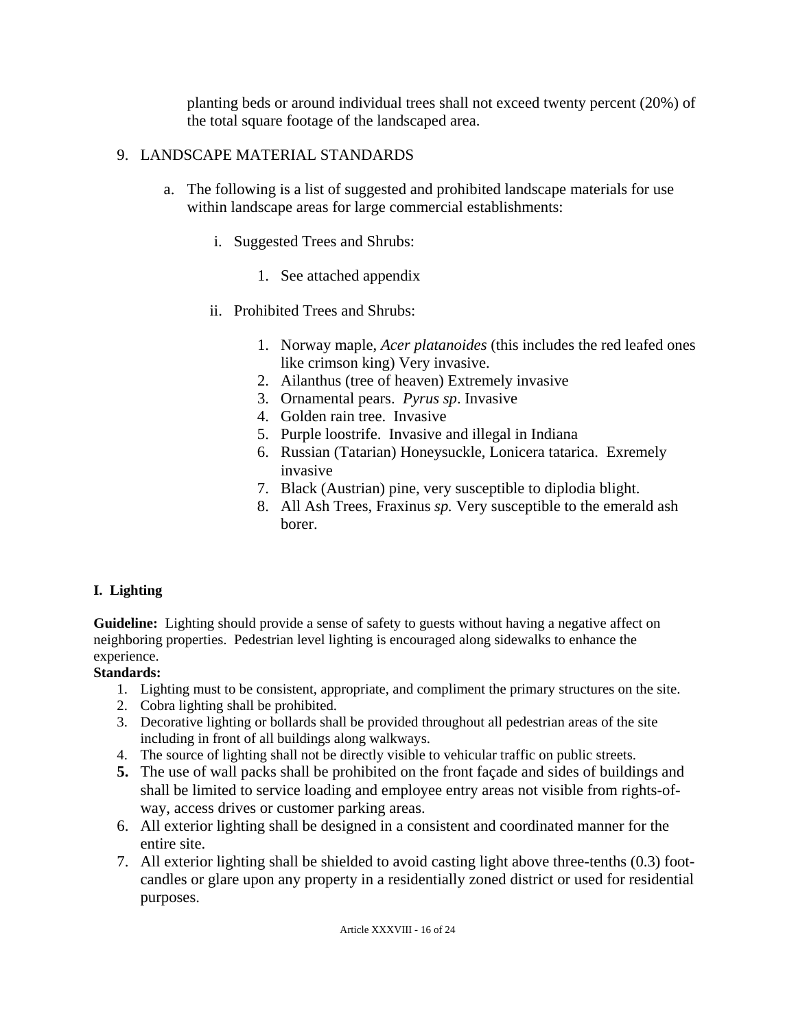planting beds or around individual trees shall not exceed twenty percent (20%) of the total square footage of the landscaped area.

9. LANDSCAPE MATERIAL STANDARDS

   a. The following is a list of suggested and prohibited landscape materials for use within landscape areas for large commercial establishments:

      i. Suggested Trees and Shrubs:

         1. See attached appendix

      ii. Prohibited Trees and Shrubs:

         1. Norway maple, *Acer platanoides* (this includes the red leafed ones like crimson king) Very invasive.
         2. Ailanthus (tree of heaven) Extremely invasive
         3. Ornamental pears. *Pyrus sp*. Invasive
         4. Golden rain tree. Invasive
         5. Purple loostrife. Invasive and illegal in Indiana
         6. Russian (Tatarian) Honeysuckle, Lonicera tatarica. Exremely invasive
         7. Black (Austrian) pine, very susceptible to diplodia blight.
         8. All Ash Trees, Fraxinus *sp.* Very susceptible to the emerald ash borer.

**I. Lighting**

**Guideline:** Lighting should provide a sense of safety to guests without having a negative affect on neighboring properties. Pedestrian level lighting is encouraged along sidewalks to enhance the experience.

**Standards:**

1. Lighting must to be consistent, appropriate, and compliment the primary structures on the site.
2. Cobra lighting shall be prohibited.
3. Decorative lighting or bollards shall be provided throughout all pedestrian areas of the site including in front of all buildings along walkways.
4. The source of lighting shall not be directly visible to vehicular traffic on public streets.
5. The use of wall packs shall be prohibited on the front façade and sides of buildings and shall be limited to service loading and employee entry areas not visible from rights-of-way, access drives or customer parking areas.
6. All exterior lighting shall be designed in a consistent and coordinated manner for the entire site.
7. All exterior lighting shall be shielded to avoid casting light above three-tenths (0.3) foot-candles or glare upon any property in a residentially zoned district or used for residential purposes.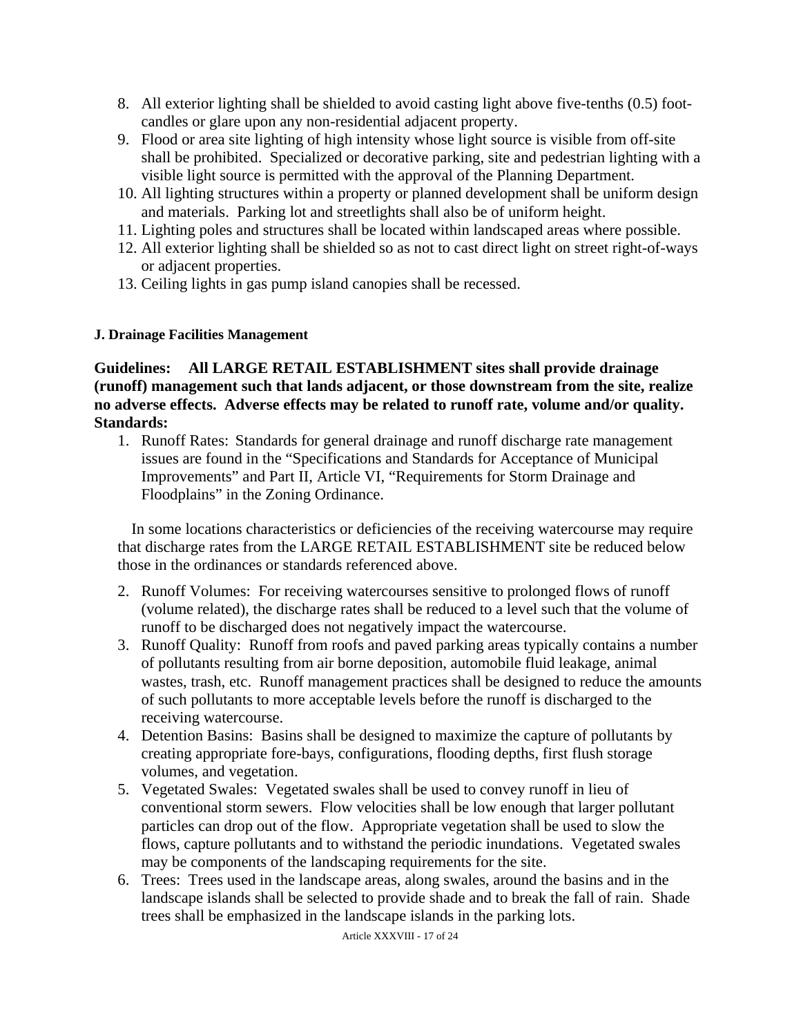8. All exterior lighting shall be shielded to avoid casting light above five-tenths (0.5) foot-candles or glare upon any non-residential adjacent property.
9. Flood or area site lighting of high intensity whose light source is visible from off-site shall be prohibited. Specialized or decorative parking, site and pedestrian lighting with a visible light source is permitted with the approval of the Planning Department.
10. All lighting structures within a property or planned development shall be uniform design and materials. Parking lot and streetlights shall also be of uniform height.
11. Lighting poles and structures shall be located within landscaped areas where possible.
12. All exterior lighting shall be shielded so as not to cast direct light on street right-of-ways or adjacent properties.
13. Ceiling lights in gas pump island canopies shall be recessed.

#### J. Drainage Facilities Management

**Guidelines: All LARGE RETAIL ESTABLISHMENT sites shall provide drainage (runoff) management such that lands adjacent, or those downstream from the site, realize no adverse effects. Adverse effects may be related to runoff rate, volume and/or quality.**

**Standards:**

1. Runoff Rates: Standards for general drainage and runoff discharge rate management issues are found in the "Specifications and Standards for Acceptance of Municipal Improvements" and Part II, Article VI, "Requirements for Storm Drainage and Floodplains" in the Zoning Ordinance.

   In some locations characteristics or deficiencies of the receiving watercourse may require that discharge rates from the LARGE RETAIL ESTABLISHMENT site be reduced below those in the ordinances or standards referenced above.

2. Runoff Volumes: For receiving watercourses sensitive to prolonged flows of runoff (volume related), the discharge rates shall be reduced to a level such that the volume of runoff to be discharged does not negatively impact the watercourse.
3. Runoff Quality: Runoff from roofs and paved parking areas typically contains a number of pollutants resulting from air borne deposition, automobile fluid leakage, animal wastes, trash, etc. Runoff management practices shall be designed to reduce the amounts of such pollutants to more acceptable levels before the runoff is discharged to the receiving watercourse.
4. Detention Basins: Basins shall be designed to maximize the capture of pollutants by creating appropriate fore-bays, configurations, flooding depths, first flush storage volumes, and vegetation.
5. Vegetated Swales: Vegetated swales shall be used to convey runoff in lieu of conventional storm sewers. Flow velocities shall be low enough that larger pollutant particles can drop out of the flow. Appropriate vegetation shall be used to slow the flows, capture pollutants and to withstand the periodic inundations. Vegetated swales may be components of the landscaping requirements for the site.
6. Trees: Trees used in the landscape areas, along swales, around the basins and in the landscape islands shall be selected to provide shade and to break the fall of rain. Shade trees shall be emphasized in the landscape islands in the parking lots.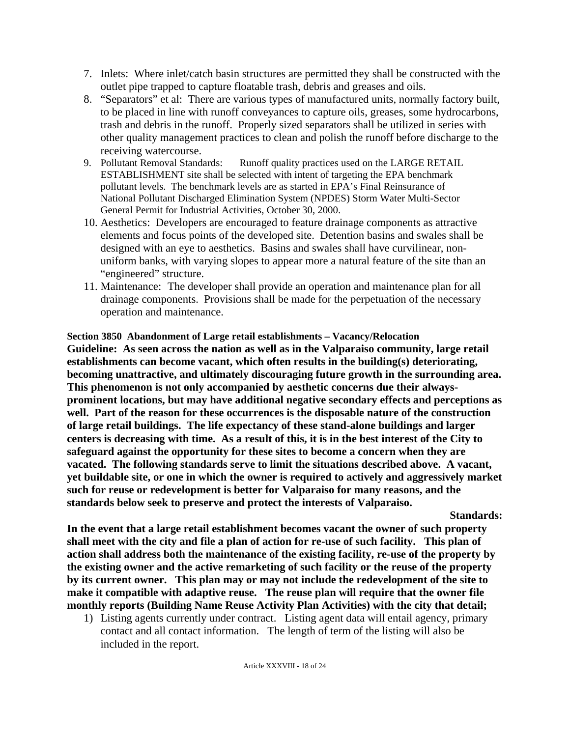7. Inlets: Where inlet/catch basin structures are permitted they shall be constructed with the outlet pipe trapped to capture floatable trash, debris and greases and oils.
8. "Separators" et al: There are various types of manufactured units, normally factory built, to be placed in line with runoff conveyances to capture oils, greases, some hydrocarbons, trash and debris in the runoff. Properly sized separators shall be utilized in series with other quality management practices to clean and polish the runoff before discharge to the receiving watercourse.
9. Pollutant Removal Standards: Runoff quality practices used on the LARGE RETAIL ESTABLISHMENT site shall be selected with intent of targeting the EPA benchmark pollutant levels. The benchmark levels are as started in EPA's Final Reinsurance of National Pollutant Discharged Elimination System (NPDES) Storm Water Multi-Sector General Permit for Industrial Activities, October 30, 2000.
10. Aesthetics: Developers are encouraged to feature drainage components as attractive elements and focus points of the developed site. Detention basins and swales shall be designed with an eye to aesthetics. Basins and swales shall have curvilinear, non-uniform banks, with varying slopes to appear more a natural feature of the site than an "engineered" structure.
11. Maintenance: The developer shall provide an operation and maintenance plan for all drainage components. Provisions shall be made for the perpetuation of the necessary operation and maintenance.

**Section 3850 Abandonment of Large retail establishments – Vacancy/Relocation**

**Guideline: As seen across the nation as well as in the Valparaiso community, large retail establishments can become vacant, which often results in the building(s) deteriorating, becoming unattractive, and ultimately discouraging future growth in the surrounding area. This phenomenon is not only accompanied by aesthetic concerns due their always-prominent locations, but may have additional negative secondary effects and perceptions as well. Part of the reason for these occurrences is the disposable nature of the construction of large retail buildings. The life expectancy of these stand-alone buildings and larger centers is decreasing with time. As a result of this, it is in the best interest of the City to safeguard against the opportunity for these sites to become a concern when they are vacated. The following standards serve to limit the situations described above. A vacant, yet buildable site, or one in which the owner is required to actively and aggressively market such for reuse or redevelopment is better for Valparaiso for many reasons, and the standards below seek to preserve and protect the interests of Valparaiso.**

**Standards:**

**In the event that a large retail establishment becomes vacant the owner of such property shall meet with the city and file a plan of action for re-use of such facility. This plan of action shall address both the maintenance of the existing facility, re-use of the property by the existing owner and the active remarketing of such facility or the reuse of the property by its current owner. This plan may or may not include the redevelopment of the site to make it compatible with adaptive reuse. The reuse plan will require that the owner file monthly reports (Building Name Reuse Activity Plan Activities) with the city that detail;**

1) Listing agents currently under contract. Listing agent data will entail agency, primary contact and all contact information. The length of term of the listing will also be included in the report.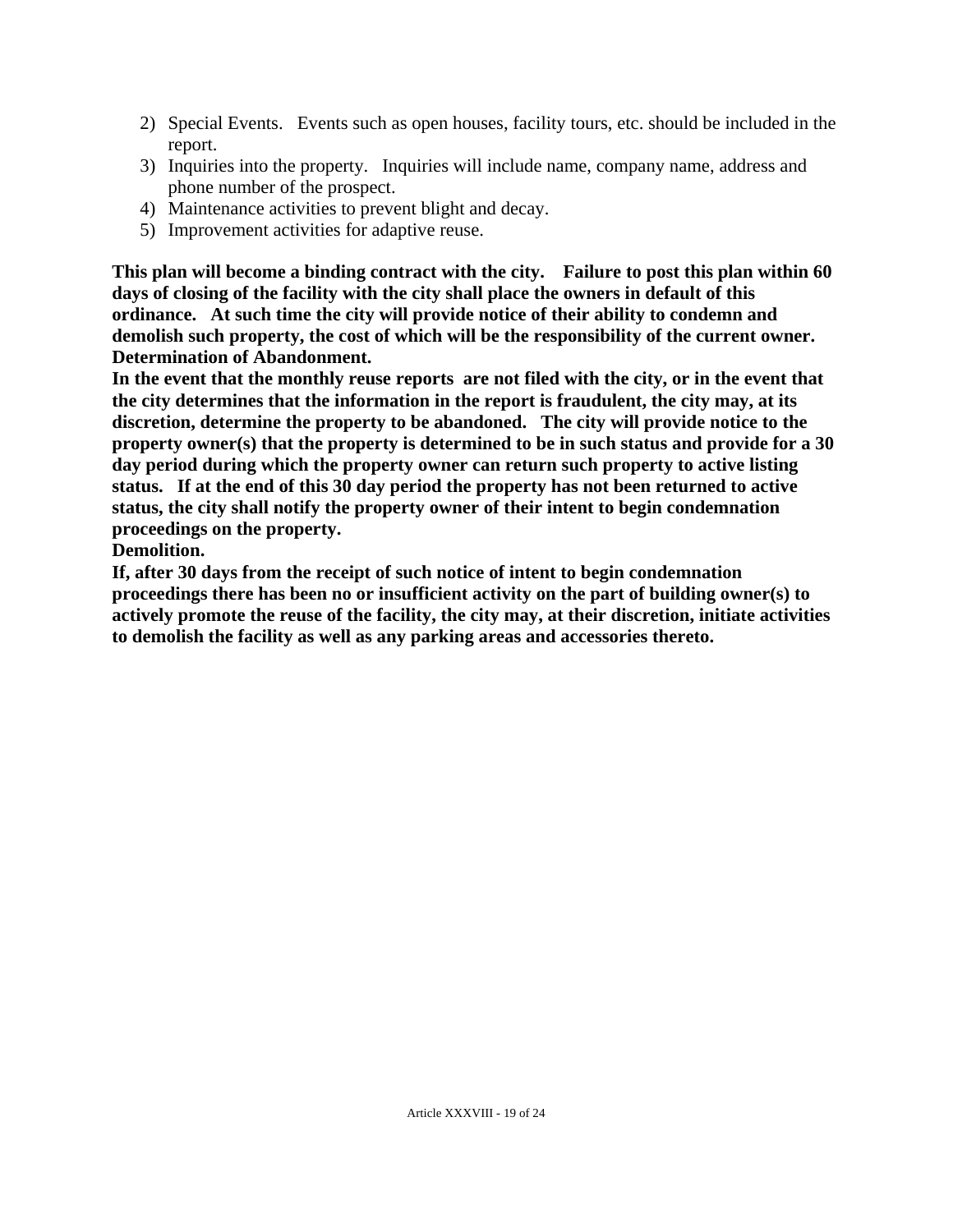2) Special Events. Events such as open houses, facility tours, etc. should be included in the report.
3) Inquiries into the property. Inquiries will include name, company name, address and phone number of the prospect.
4) Maintenance activities to prevent blight and decay.
5) Improvement activities for adaptive reuse.

**This plan will become a binding contract with the city. Failure to post this plan within 60 days of closing of the facility with the city shall place the owners in default of this ordinance. At such time the city will provide notice of their ability to condemn and demolish such property, the cost of which will be the responsibility of the current owner.**

**Determination of Abandonment.**

**In the event that the monthly reuse reports are not filed with the city, or in the event that the city determines that the information in the report is fraudulent, the city may, at its discretion, determine the property to be abandoned. The city will provide notice to the property owner(s) that the property is determined to be in such status and provide for a 30 day period during which the property owner can return such property to active listing status. If at the end of this 30 day period the property has not been returned to active status, the city shall notify the property owner of their intent to begin condemnation proceedings on the property.**

**Demolition.**

**If, after 30 days from the receipt of such notice of intent to begin condemnation proceedings there has been no or insufficient activity on the part of building owner(s) to actively promote the reuse of the facility, the city may, at their discretion, initiate activities to demolish the facility as well as any parking areas and accessories thereto.**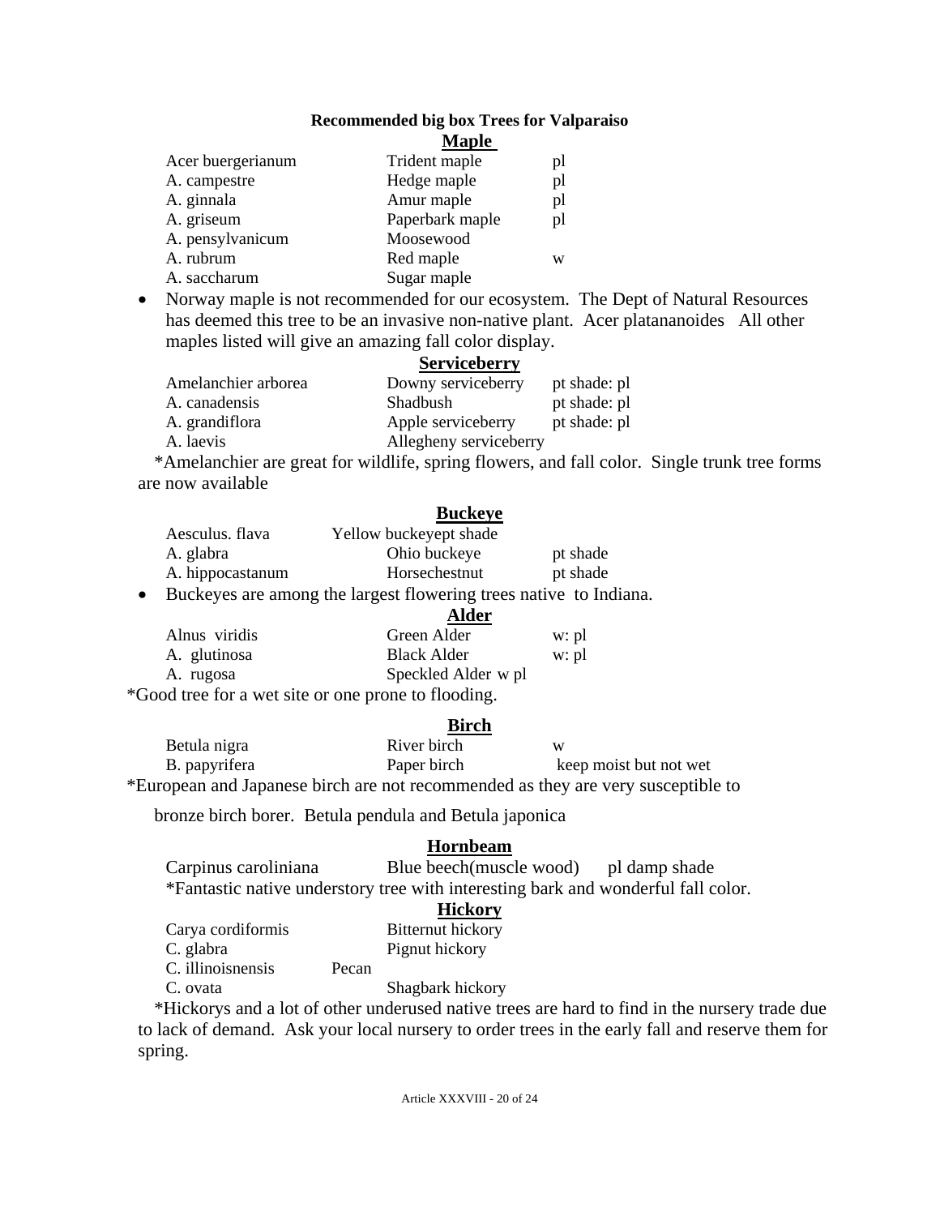**Recommended big box Trees for Valparaiso**

**<u>Maple</u>**

| | | |
|---|---|---|
| Acer buergerianum | Trident maple | pl |
| A. campestre | Hedge maple | pl |
| A. ginnala | Amur maple | pl |
| A. griseum | Paperbark maple | pl |
| A. pensylvanicum | Moosewood | |
| A. rubrum | Red maple | w |
| A. saccharum | Sugar maple | |

- Norway maple is not recommended for our ecosystem. The Dept of Natural Resources has deemed this tree to be an invasive non-native plant. Acer platananoides All other maples listed will give an amazing fall color display.

**<u>Serviceberry</u>**

| | | |
|---|---|---|
| Amelanchier arborea | Downy serviceberry | pt shade: pl |
| A. canadensis | Shadbush | pt shade: pl |
| A. grandiflora | Apple serviceberry | pt shade: pl |
| A. laevis | Allegheny serviceberry | |

*Amelanchier are great for wildlife, spring flowers, and fall color. Single trunk tree forms are now available

**<u>Buckeye</u>**

| | | |
|---|---|---|
| Aesculus. flava | Yellow buckeyept shade | |
| A. glabra | Ohio buckeye | pt shade |
| A. hippocastanum | Horsechestnut | pt shade |

- Buckeyes are among the largest flowering trees native to Indiana.

**<u>Alder</u>**

| | | |
|---|---|---|
| Alnus viridis | Green Alder | w: pl |
| A. glutinosa | Black Alder | w: pl |
| A. rugosa | Speckled Alder w pl | |

*Good tree for a wet site or one prone to flooding.

**<u>Birch</u>**

| | | |
|---|---|---|
| Betula nigra | River birch | w |
| B. papyrifera | Paper birch | keep moist but not wet |

*European and Japanese birch are not recommended as they are very susceptible to bronze birch borer. Betula pendula and Betula japonica

**<u>Hornbeam</u>**

| | | |
|---|---|---|
| Carpinus caroliniana | Blue beech(muscle wood) | pl damp shade |

*Fantastic native understory tree with interesting bark and wonderful fall color.

**<u>Hickory</u>**

| | |
|---|---|
| Carya cordiformis | Bitternut hickory |
| C. glabra | Pignut hickory |
| C. illinoisnensis | Pecan |
| C. ovata | Shagbark hickory |

*Hickorys and a lot of other underused native trees are hard to find in the nursery trade due to lack of demand. Ask your local nursery to order trees in the early fall and reserve them for spring.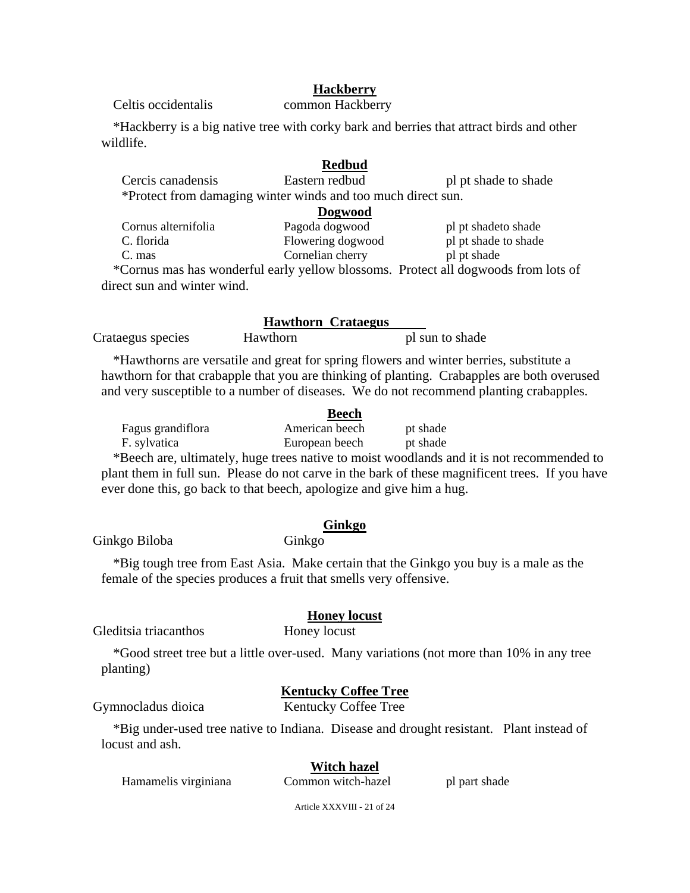**Hackberry**

Celtis occidentalis — common Hackberry

*Hackberry is a big native tree with corky bark and berries that attract birds and other wildlife.

**Redbud**

| | | |
|---|---|---|
| Cercis canadensis | Eastern redbud | pl pt shade to shade |

*Protect from damaging winter winds and too much direct sun.

**Dogwood**

| | | |
|---|---|---|
| Cornus alternifolia | Pagoda dogwood | pl pt shadeto shade |
| C. florida | Flowering dogwood | pl pt shade to shade |
| C. mas | Cornelian cherry | pl pt shade |

*Cornus mas has wonderful early yellow blossoms. Protect all dogwoods from lots of direct sun and winter wind.

**Hawthorn Crataegus**

| | | |
|---|---|---|
| Crataegus species | Hawthorn | pl sun to shade |

*Hawthorns are versatile and great for spring flowers and winter berries, substitute a hawthorn for that crabapple that you are thinking of planting. Crabapples are both overused and very susceptible to a number of diseases. We do not recommend planting crabapples.

**Beech**

| | | |
|---|---|---|
| Fagus grandiflora | American beech | pt shade |
| F. sylvatica | European beech | pt shade |

*Beech are, ultimately, huge trees native to moist woodlands and it is not recommended to plant them in full sun. Please do not carve in the bark of these magnificent trees. If you have ever done this, go back to that beech, apologize and give him a hug.

**Ginkgo**

Ginkgo Biloba — Ginkgo

*Big tough tree from East Asia. Make certain that the Ginkgo you buy is a male as the female of the species produces a fruit that smells very offensive.

**Honey locust**

Gleditsia triacanthos — Honey locust

*Good street tree but a little over-used. Many variations (not more than 10% in any tree planting)

**Kentucky Coffee Tree**

Gymnocladus dioica — Kentucky Coffee Tree

*Big under-used tree native to Indiana. Disease and drought resistant. Plant instead of locust and ash.

**Witch hazel**

| | | |
|---|---|---|
| Hamamelis virginiana | Common witch-hazel | pl part shade |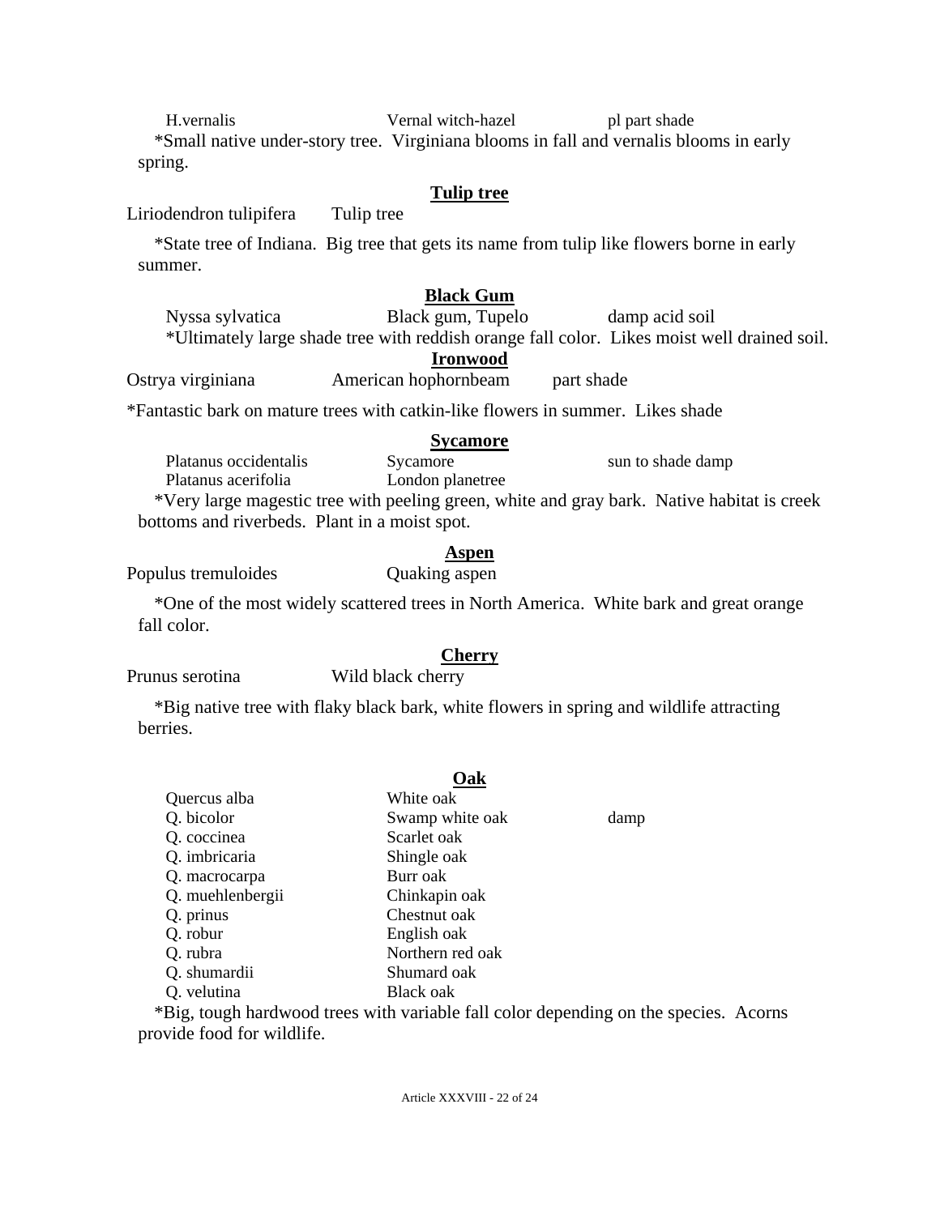| | | |
|---|---|---|
| H.vernalis | Vernal witch-hazel | pl part shade |

*Small native under-story tree. Virginiana blooms in fall and vernalis blooms in early spring.

**Tulip tree**

| | |
|---|---|
| Liriodendron tulipifera | Tulip tree |

*State tree of Indiana. Big tree that gets its name from tulip like flowers borne in early summer.

**Black Gum**

| | | |
|---|---|---|
| Nyssa sylvatica | Black gum, Tupelo | damp acid soil |

*Ultimately large shade tree with reddish orange fall color. Likes moist well drained soil.

**Ironwood**

| | | |
|---|---|---|
| Ostrya virginiana | American hophornbeam | part shade |

*Fantastic bark on mature trees with catkin-like flowers in summer. Likes shade

**Sycamore**

| | | |
|---|---|---|
| Platanus occidentalis | Sycamore | sun to shade damp |
| Platanus acerifolia | London planetree | |

*Very large magestic tree with peeling green, white and gray bark. Native habitat is creek bottoms and riverbeds. Plant in a moist spot.

**Aspen**

| | |
|---|---|
| Populus tremuloides | Quaking aspen |

*One of the most widely scattered trees in North America. White bark and great orange fall color.

**Cherry**

| | |
|---|---|
| Prunus serotina | Wild black cherry |

*Big native tree with flaky black bark, white flowers in spring and wildlife attracting berries.

**Oak**

| | | |
|---|---|---|
| Quercus alba | White oak | |
| Q. bicolor | Swamp white oak | damp |
| Q. coccinea | Scarlet oak | |
| Q. imbricaria | Shingle oak | |
| Q. macrocarpa | Burr oak | |
| Q. muehlenbergii | Chinkapin oak | |
| Q. prinus | Chestnut oak | |
| Q. robur | English oak | |
| Q. rubra | Northern red oak | |
| Q. shumardii | Shumard oak | |
| Q. velutina | Black oak | |

*Big, tough hardwood trees with variable fall color depending on the species. Acorns provide food for wildlife.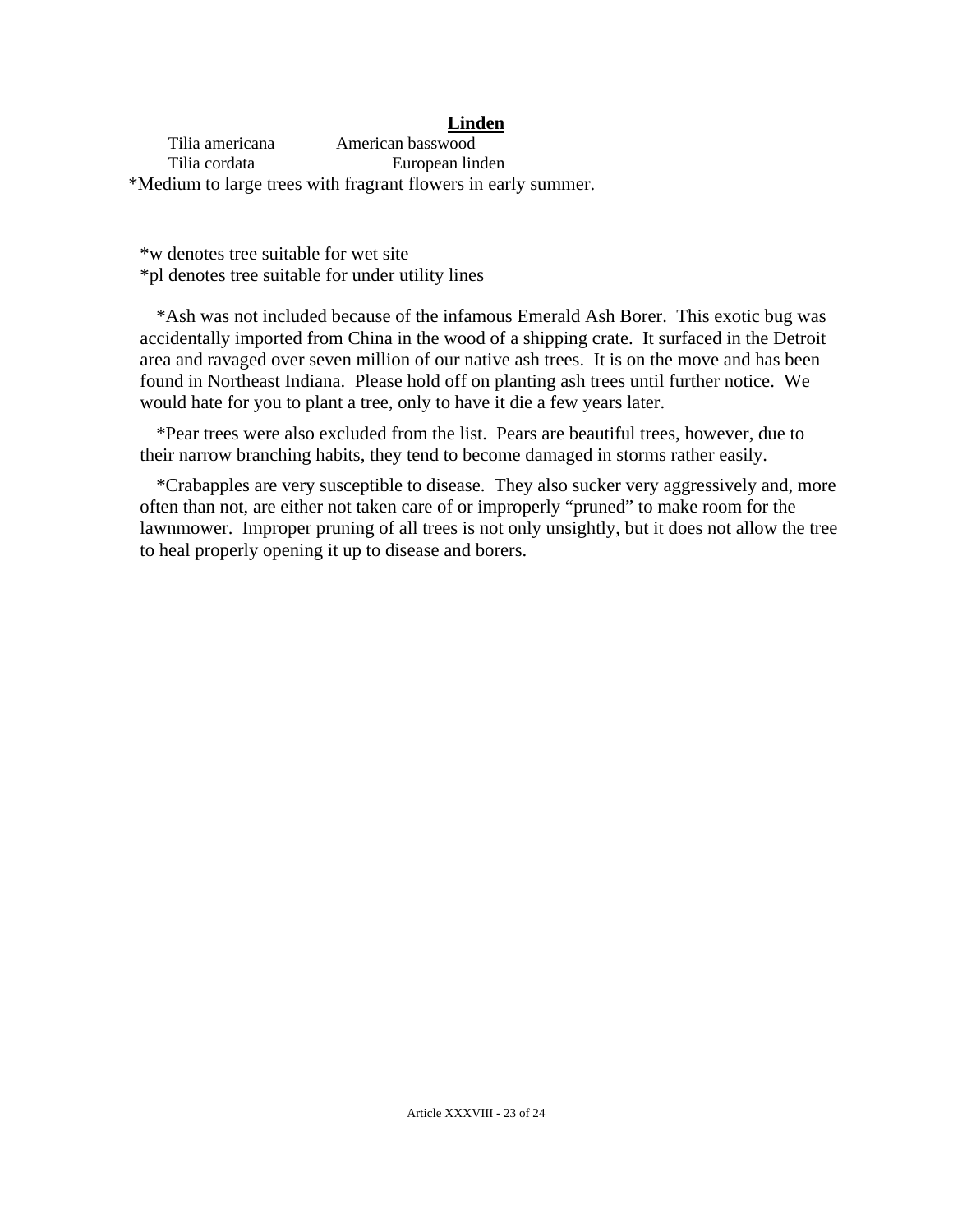**Linden**

| | |
|---|---|
| Tilia americana | American basswood |
| Tilia cordata | European linden |

*Medium to large trees with fragrant flowers in early summer.

*w denotes tree suitable for wet site
*pl denotes tree suitable for under utility lines

*Ash was not included because of the infamous Emerald Ash Borer. This exotic bug was accidentally imported from China in the wood of a shipping crate. It surfaced in the Detroit area and ravaged over seven million of our native ash trees. It is on the move and has been found in Northeast Indiana. Please hold off on planting ash trees until further notice. We would hate for you to plant a tree, only to have it die a few years later.

*Pear trees were also excluded from the list. Pears are beautiful trees, however, due to their narrow branching habits, they tend to become damaged in storms rather easily.

*Crabapples are very susceptible to disease. They also sucker very aggressively and, more often than not, are either not taken care of or improperly "pruned" to make room for the lawnmower. Improper pruning of all trees is not only unsightly, but it does not allow the tree to heal properly opening it up to disease and borers.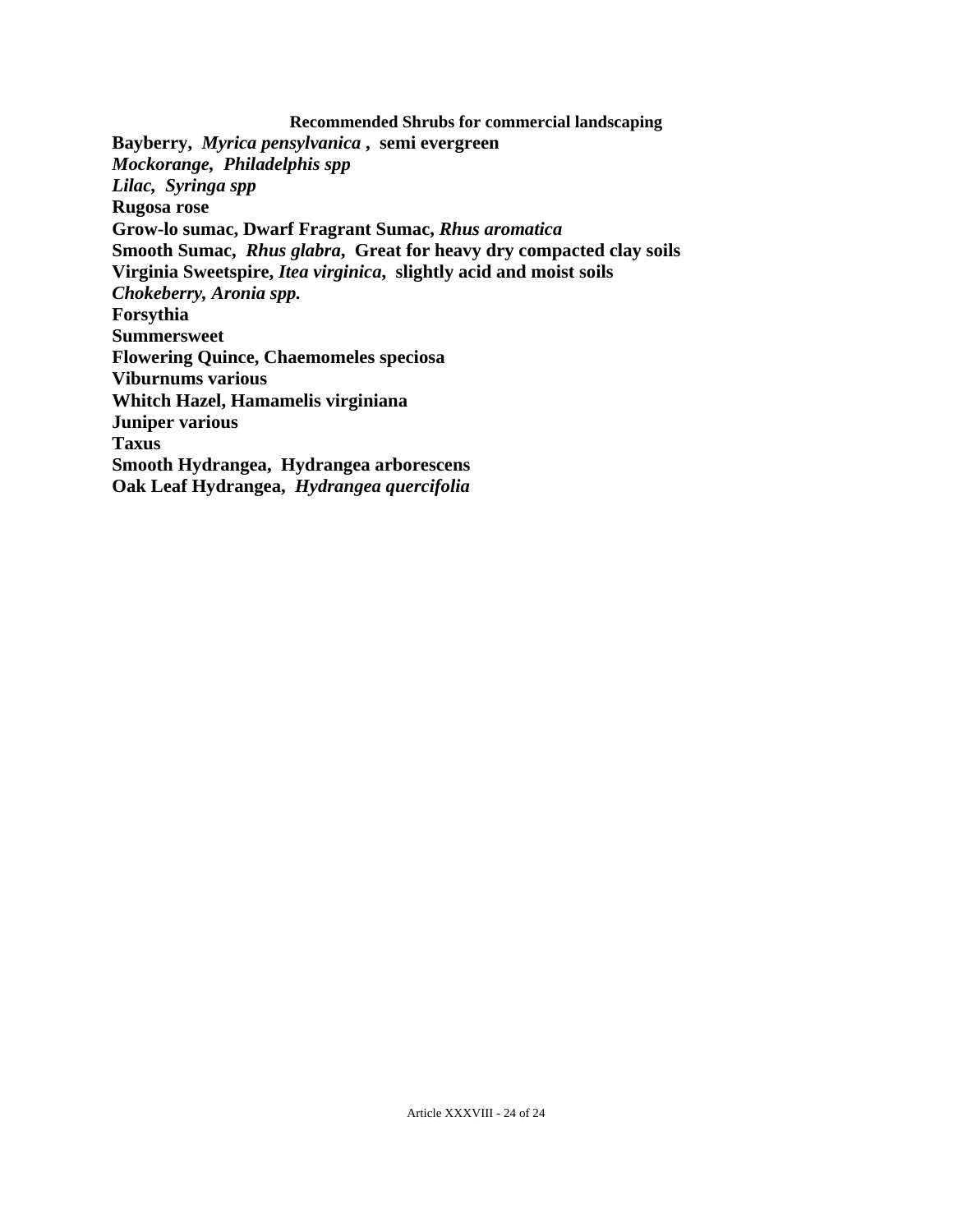**Recommended Shrubs for commercial landscaping**

**Bayberry,** ***Myrica pensylvanica*** **, semi evergreen**
***Mockorange, Philadelphis spp***
***Lilac, Syringa spp***
**Rugosa rose**
**Grow-lo sumac, Dwarf Fragrant Sumac,** ***Rhus aromatica***
**Smooth Sumac,** ***Rhus glabra*****, Great for heavy dry compacted clay soils**
**Virginia Sweetspire,** ***Itea virginica*****, slightly acid and moist soils**
***Chokeberry, Aronia spp.***
**Forsythia**
**Summersweet**
**Flowering Quince, Chaemomeles speciosa**
**Viburnums various**
**Whitch Hazel, Hamamelis virginiana**
**Juniper various**
**Taxus**
**Smooth Hydrangea, Hydrangea arborescens**
**Oak Leaf Hydrangea,** ***Hydrangea quercifolia***